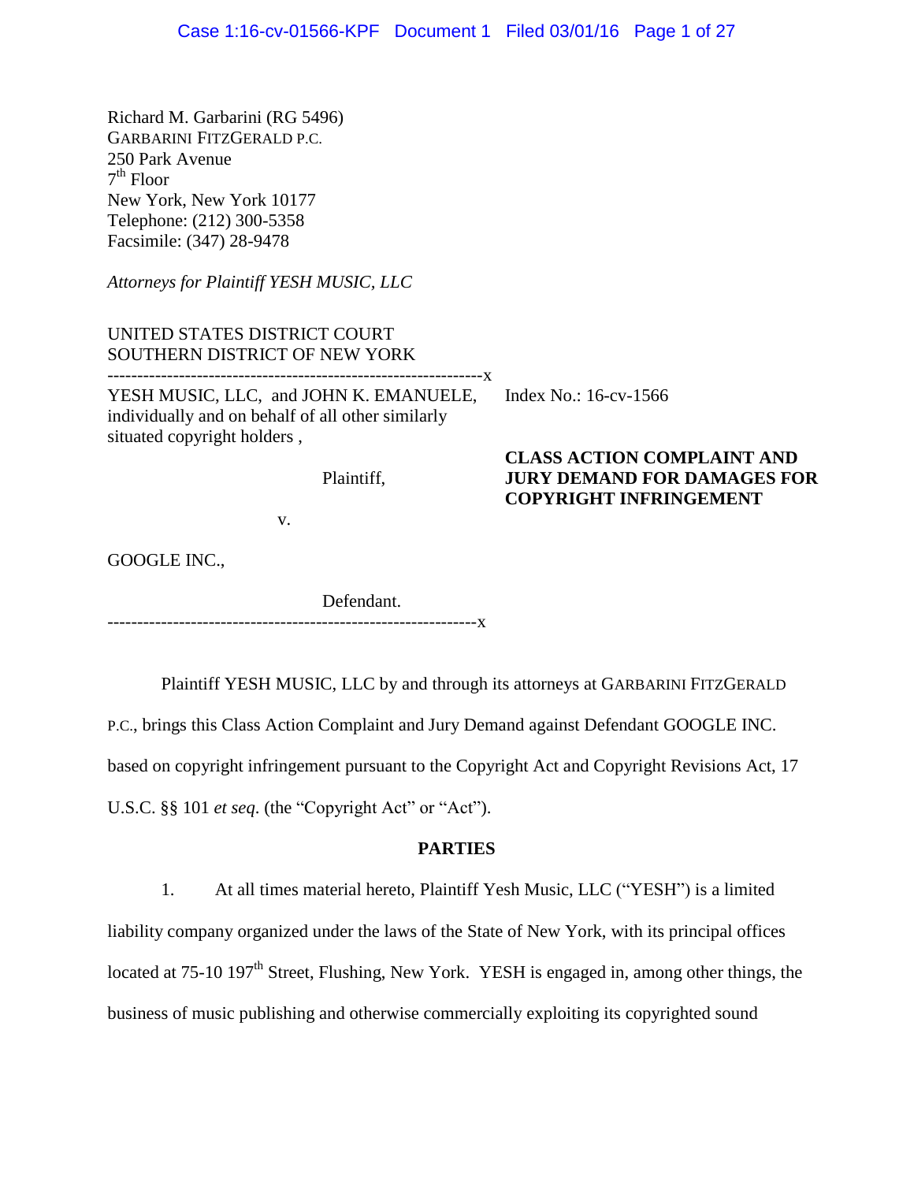Richard M. Garbarini (RG 5496)
GARBARINI FITZGERALD P.C.
250 Park Avenue
7th Floor
New York, New York 10177
Telephone: (212) 300-5358
Facsimile: (347) 28-9478

*Attorneys for Plaintiff YESH MUSIC, LLC*

UNITED STATES DISTRICT COURT
SOUTHERN DISTRICT OF NEW YORK

---------------------------------------------------------------x

YESH MUSIC, LLC, and JOHN K. EMANUELE, individually and on behalf of all other similarly situated copyright holders ,

Plaintiff,

v.

GOOGLE INC.,

Defendant.

---------------------------------------------------------------x

Index No.: 16-cv-1566

**CLASS ACTION COMPLAINT AND JURY DEMAND FOR DAMAGES FOR COPYRIGHT INFRINGEMENT**

Plaintiff YESH MUSIC, LLC by and through its attorneys at GARBARINI FITZGERALD P.C., brings this Class Action Complaint and Jury Demand against Defendant GOOGLE INC. based on copyright infringement pursuant to the Copyright Act and Copyright Revisions Act, 17 U.S.C. §§ 101 *et seq*. (the "Copyright Act" or "Act").

## PARTIES

1. At all times material hereto, Plaintiff Yesh Music, LLC ("YESH") is a limited liability company organized under the laws of the State of New York, with its principal offices located at 75-10 197th Street, Flushing, New York. YESH is engaged in, among other things, the business of music publishing and otherwise commercially exploiting its copyrighted sound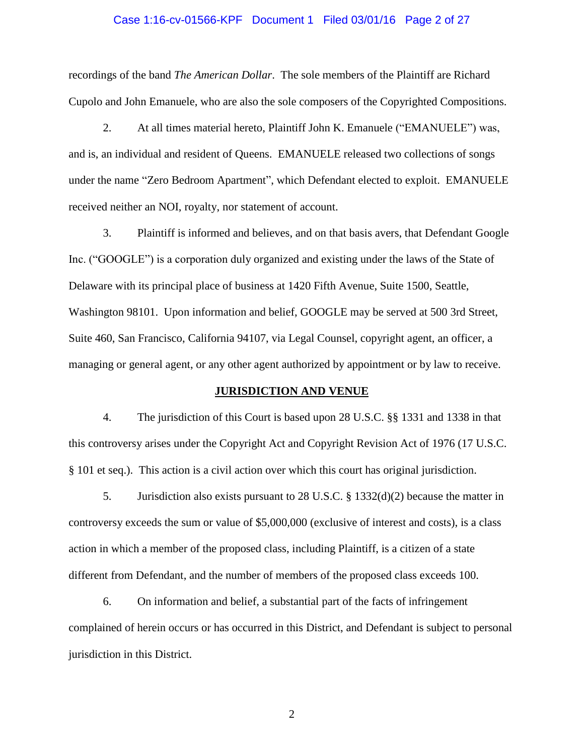recordings of the band *The American Dollar*. The sole members of the Plaintiff are Richard Cupolo and John Emanuele, who are also the sole composers of the Copyrighted Compositions.

2. At all times material hereto, Plaintiff John K. Emanuele ("EMANUELE") was, and is, an individual and resident of Queens. EMANUELE released two collections of songs under the name "Zero Bedroom Apartment", which Defendant elected to exploit. EMANUELE received neither an NOI, royalty, nor statement of account.

3. Plaintiff is informed and believes, and on that basis avers, that Defendant Google Inc. ("GOOGLE") is a corporation duly organized and existing under the laws of the State of Delaware with its principal place of business at 1420 Fifth Avenue, Suite 1500, Seattle, Washington 98101. Upon information and belief, GOOGLE may be served at 500 3rd Street, Suite 460, San Francisco, California 94107, via Legal Counsel, copyright agent, an officer, a managing or general agent, or any other agent authorized by appointment or by law to receive.

**JURISDICTION AND VENUE**

4. The jurisdiction of this Court is based upon 28 U.S.C. §§ 1331 and 1338 in that this controversy arises under the Copyright Act and Copyright Revision Act of 1976 (17 U.S.C. § 101 et seq.). This action is a civil action over which this court has original jurisdiction.

5. Jurisdiction also exists pursuant to 28 U.S.C. § 1332(d)(2) because the matter in controversy exceeds the sum or value of $5,000,000 (exclusive of interest and costs), is a class action in which a member of the proposed class, including Plaintiff, is a citizen of a state different from Defendant, and the number of members of the proposed class exceeds 100.

6. On information and belief, a substantial part of the facts of infringement complained of herein occurs or has occurred in this District, and Defendant is subject to personal jurisdiction in this District.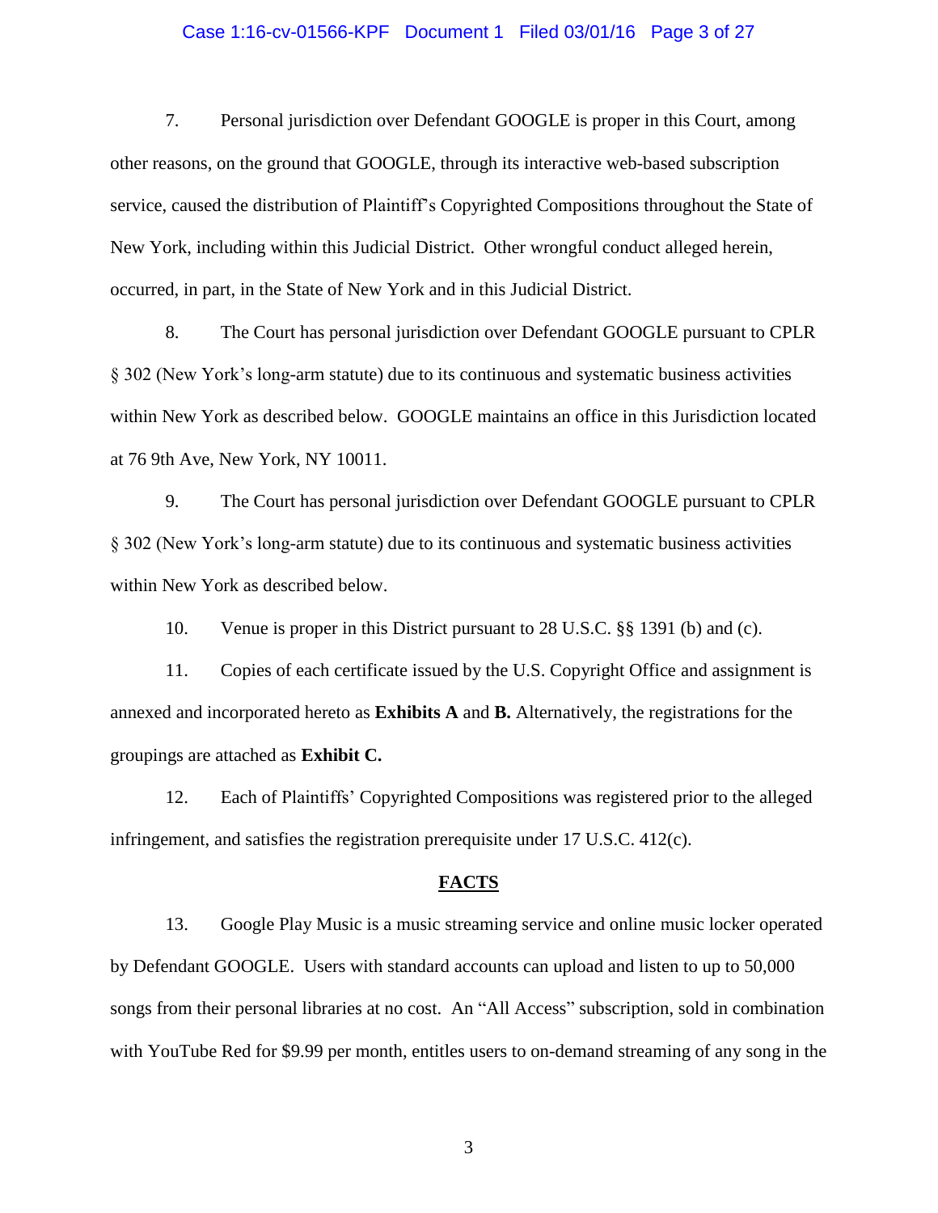7. Personal jurisdiction over Defendant GOOGLE is proper in this Court, among other reasons, on the ground that GOOGLE, through its interactive web-based subscription service, caused the distribution of Plaintiff's Copyrighted Compositions throughout the State of New York, including within this Judicial District. Other wrongful conduct alleged herein, occurred, in part, in the State of New York and in this Judicial District.

8. The Court has personal jurisdiction over Defendant GOOGLE pursuant to CPLR § 302 (New York's long-arm statute) due to its continuous and systematic business activities within New York as described below. GOOGLE maintains an office in this Jurisdiction located at 76 9th Ave, New York, NY 10011.

9. The Court has personal jurisdiction over Defendant GOOGLE pursuant to CPLR § 302 (New York's long-arm statute) due to its continuous and systematic business activities within New York as described below.

10. Venue is proper in this District pursuant to 28 U.S.C. §§ 1391 (b) and (c).

11. Copies of each certificate issued by the U.S. Copyright Office and assignment is annexed and incorporated hereto as **Exhibits A** and **B.** Alternatively, the registrations for the groupings are attached as **Exhibit C.**

12. Each of Plaintiffs' Copyrighted Compositions was registered prior to the alleged infringement, and satisfies the registration prerequisite under 17 U.S.C. 412(c).

## FACTS

13. Google Play Music is a music streaming service and online music locker operated by Defendant GOOGLE. Users with standard accounts can upload and listen to up to 50,000 songs from their personal libraries at no cost. An "All Access" subscription, sold in combination with YouTube Red for $9.99 per month, entitles users to on-demand streaming of any song in the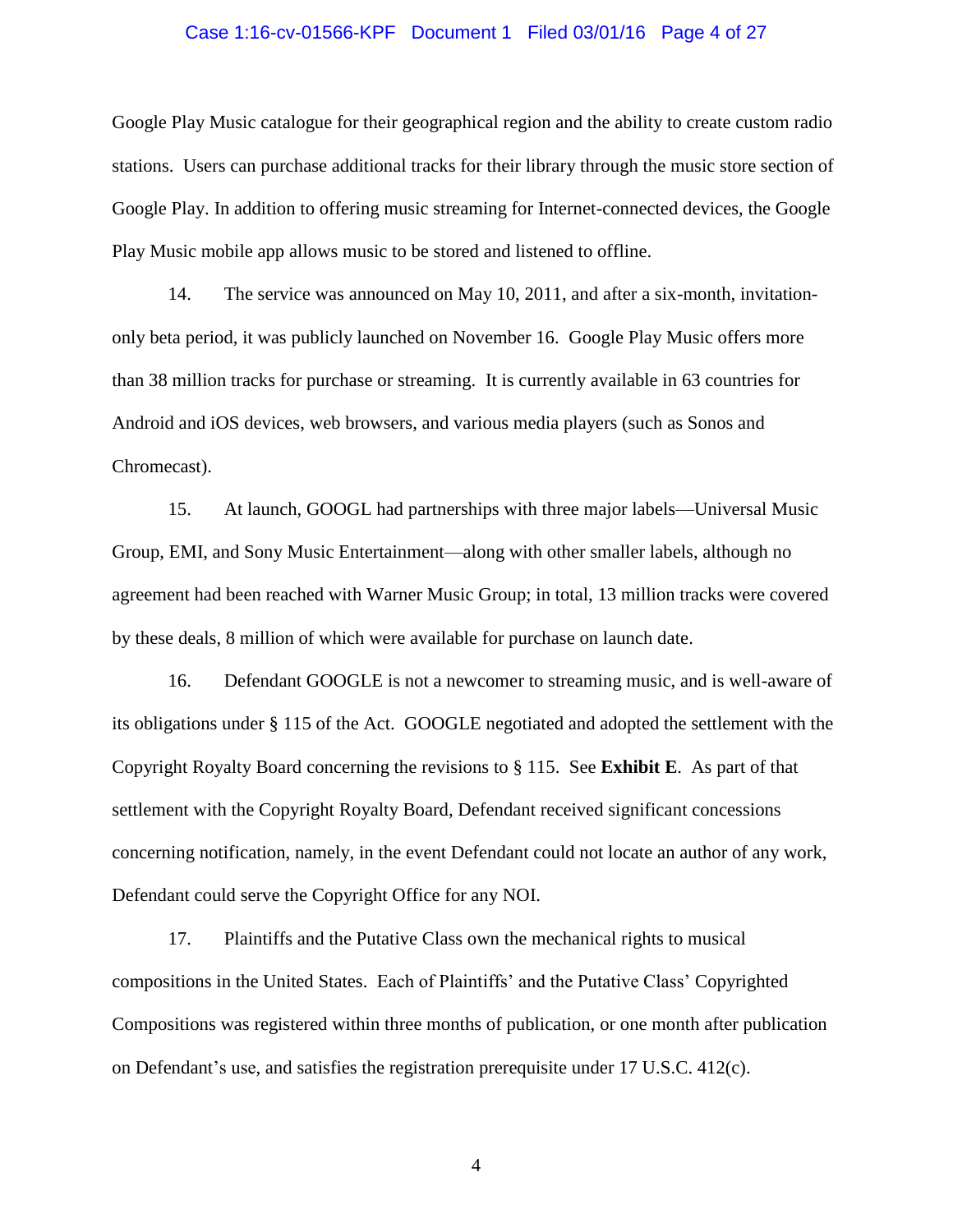Google Play Music catalogue for their geographical region and the ability to create custom radio stations. Users can purchase additional tracks for their library through the music store section of Google Play. In addition to offering music streaming for Internet-connected devices, the Google Play Music mobile app allows music to be stored and listened to offline.

14. The service was announced on May 10, 2011, and after a six-month, invitation-only beta period, it was publicly launched on November 16. Google Play Music offers more than 38 million tracks for purchase or streaming. It is currently available in 63 countries for Android and iOS devices, web browsers, and various media players (such as Sonos and Chromecast).

15. At launch, GOOGL had partnerships with three major labels—Universal Music Group, EMI, and Sony Music Entertainment—along with other smaller labels, although no agreement had been reached with Warner Music Group; in total, 13 million tracks were covered by these deals, 8 million of which were available for purchase on launch date.

16. Defendant GOOGLE is not a newcomer to streaming music, and is well-aware of its obligations under § 115 of the Act. GOOGLE negotiated and adopted the settlement with the Copyright Royalty Board concerning the revisions to § 115. See **Exhibit E**. As part of that settlement with the Copyright Royalty Board, Defendant received significant concessions concerning notification, namely, in the event Defendant could not locate an author of any work, Defendant could serve the Copyright Office for any NOI.

17. Plaintiffs and the Putative Class own the mechanical rights to musical compositions in the United States. Each of Plaintiffs' and the Putative Class' Copyrighted Compositions was registered within three months of publication, or one month after publication on Defendant's use, and satisfies the registration prerequisite under 17 U.S.C. 412(c).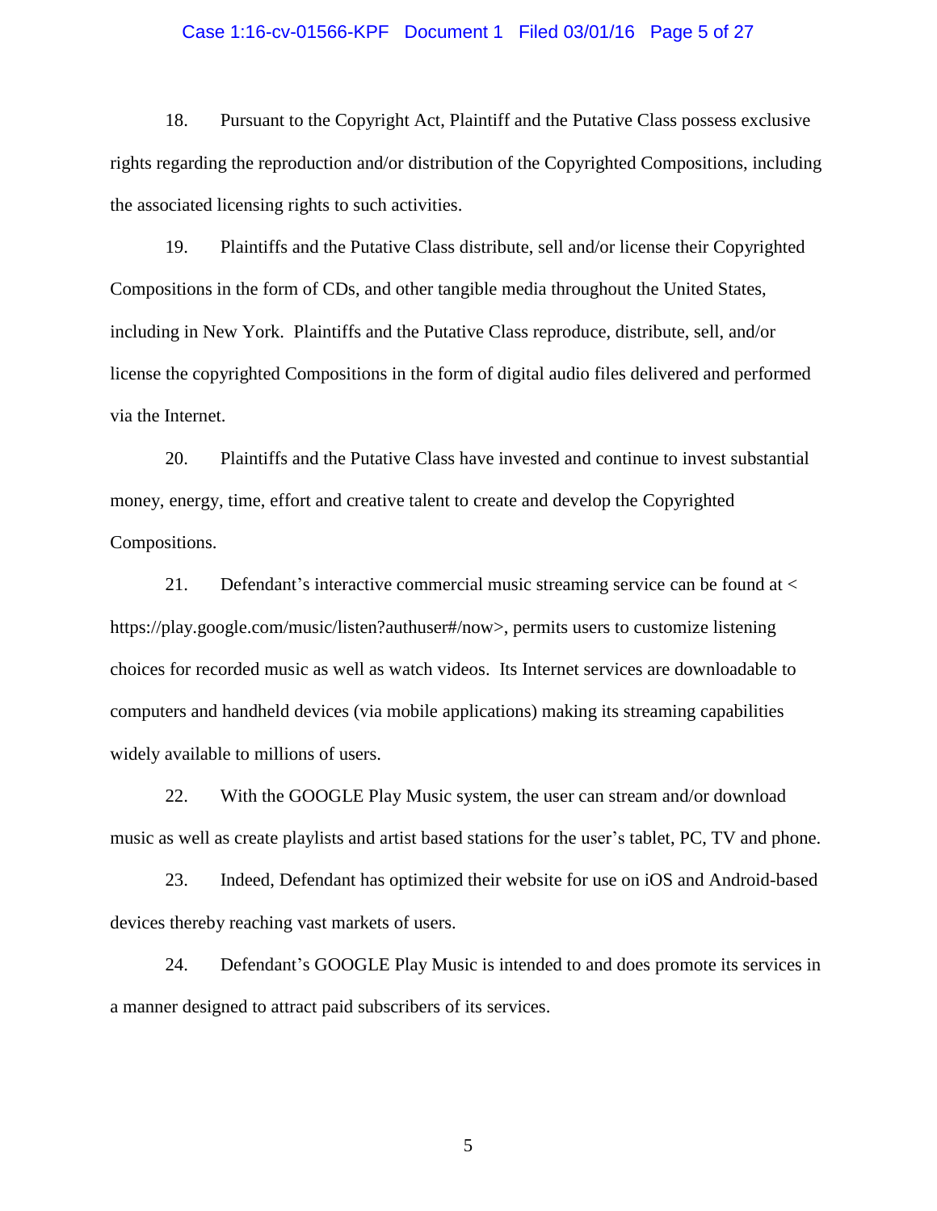18. Pursuant to the Copyright Act, Plaintiff and the Putative Class possess exclusive rights regarding the reproduction and/or distribution of the Copyrighted Compositions, including the associated licensing rights to such activities.

19. Plaintiffs and the Putative Class distribute, sell and/or license their Copyrighted Compositions in the form of CDs, and other tangible media throughout the United States, including in New York. Plaintiffs and the Putative Class reproduce, distribute, sell, and/or license the copyrighted Compositions in the form of digital audio files delivered and performed via the Internet.

20. Plaintiffs and the Putative Class have invested and continue to invest substantial money, energy, time, effort and creative talent to create and develop the Copyrighted Compositions.

21. Defendant's interactive commercial music streaming service can be found at < https://play.google.com/music/listen?authuser#/now>, permits users to customize listening choices for recorded music as well as watch videos. Its Internet services are downloadable to computers and handheld devices (via mobile applications) making its streaming capabilities widely available to millions of users.

22. With the GOOGLE Play Music system, the user can stream and/or download music as well as create playlists and artist based stations for the user's tablet, PC, TV and phone.

23. Indeed, Defendant has optimized their website for use on iOS and Android-based devices thereby reaching vast markets of users.

24. Defendant's GOOGLE Play Music is intended to and does promote its services in a manner designed to attract paid subscribers of its services.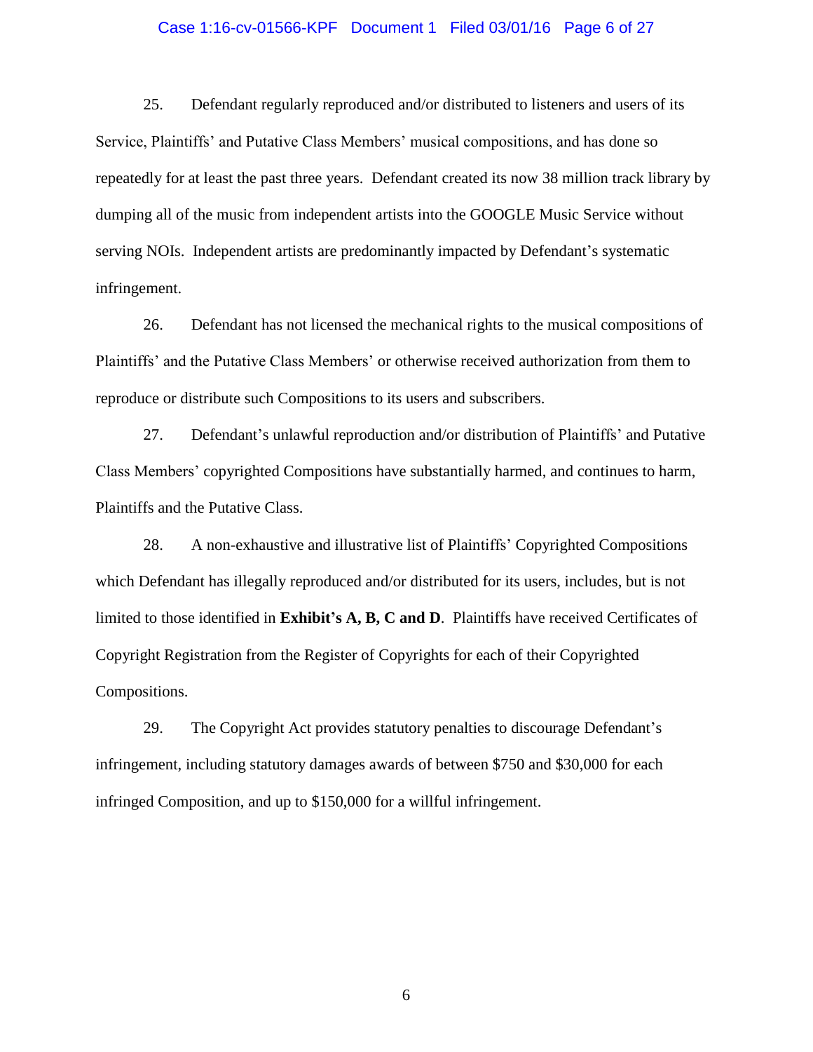25. Defendant regularly reproduced and/or distributed to listeners and users of its Service, Plaintiffs' and Putative Class Members' musical compositions, and has done so repeatedly for at least the past three years. Defendant created its now 38 million track library by dumping all of the music from independent artists into the GOOGLE Music Service without serving NOIs. Independent artists are predominantly impacted by Defendant's systematic infringement.

26. Defendant has not licensed the mechanical rights to the musical compositions of Plaintiffs' and the Putative Class Members' or otherwise received authorization from them to reproduce or distribute such Compositions to its users and subscribers.

27. Defendant's unlawful reproduction and/or distribution of Plaintiffs' and Putative Class Members' copyrighted Compositions have substantially harmed, and continues to harm, Plaintiffs and the Putative Class.

28. A non-exhaustive and illustrative list of Plaintiffs' Copyrighted Compositions which Defendant has illegally reproduced and/or distributed for its users, includes, but is not limited to those identified in **Exhibit's A, B, C and D**. Plaintiffs have received Certificates of Copyright Registration from the Register of Copyrights for each of their Copyrighted Compositions.

29. The Copyright Act provides statutory penalties to discourage Defendant's infringement, including statutory damages awards of between $750 and $30,000 for each infringed Composition, and up to $150,000 for a willful infringement.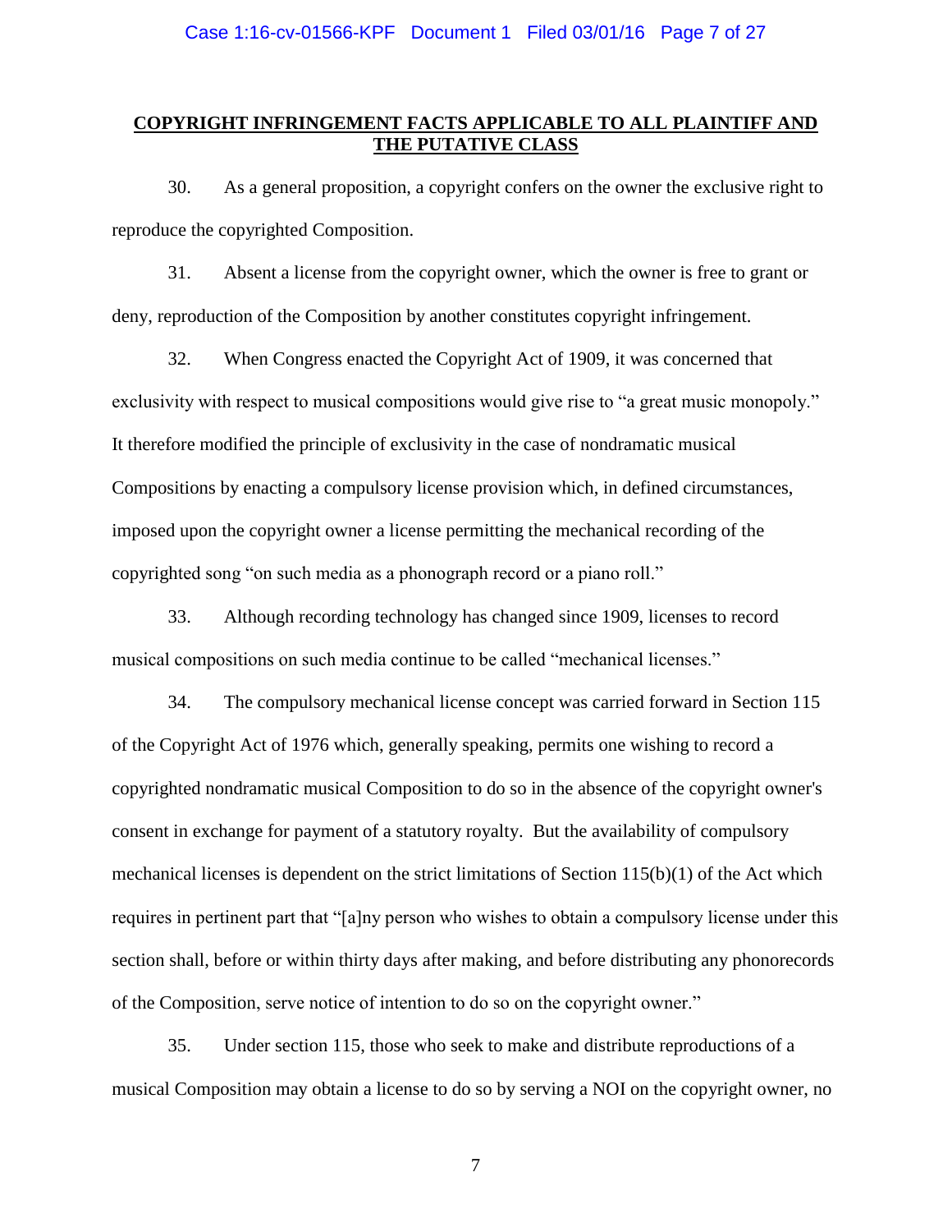## **COPYRIGHT INFRINGEMENT FACTS APPLICABLE TO ALL PLAINTIFF AND THE PUTATIVE CLASS**

30. As a general proposition, a copyright confers on the owner the exclusive right to reproduce the copyrighted Composition.

31. Absent a license from the copyright owner, which the owner is free to grant or deny, reproduction of the Composition by another constitutes copyright infringement.

32. When Congress enacted the Copyright Act of 1909, it was concerned that exclusivity with respect to musical compositions would give rise to "a great music monopoly." It therefore modified the principle of exclusivity in the case of nondramatic musical Compositions by enacting a compulsory license provision which, in defined circumstances, imposed upon the copyright owner a license permitting the mechanical recording of the copyrighted song "on such media as a phonograph record or a piano roll."

33. Although recording technology has changed since 1909, licenses to record musical compositions on such media continue to be called "mechanical licenses."

34. The compulsory mechanical license concept was carried forward in Section 115 of the Copyright Act of 1976 which, generally speaking, permits one wishing to record a copyrighted nondramatic musical Composition to do so in the absence of the copyright owner's consent in exchange for payment of a statutory royalty. But the availability of compulsory mechanical licenses is dependent on the strict limitations of Section 115(b)(1) of the Act which requires in pertinent part that "[a]ny person who wishes to obtain a compulsory license under this section shall, before or within thirty days after making, and before distributing any phonorecords of the Composition, serve notice of intention to do so on the copyright owner."

35. Under section 115, those who seek to make and distribute reproductions of a musical Composition may obtain a license to do so by serving a NOI on the copyright owner, no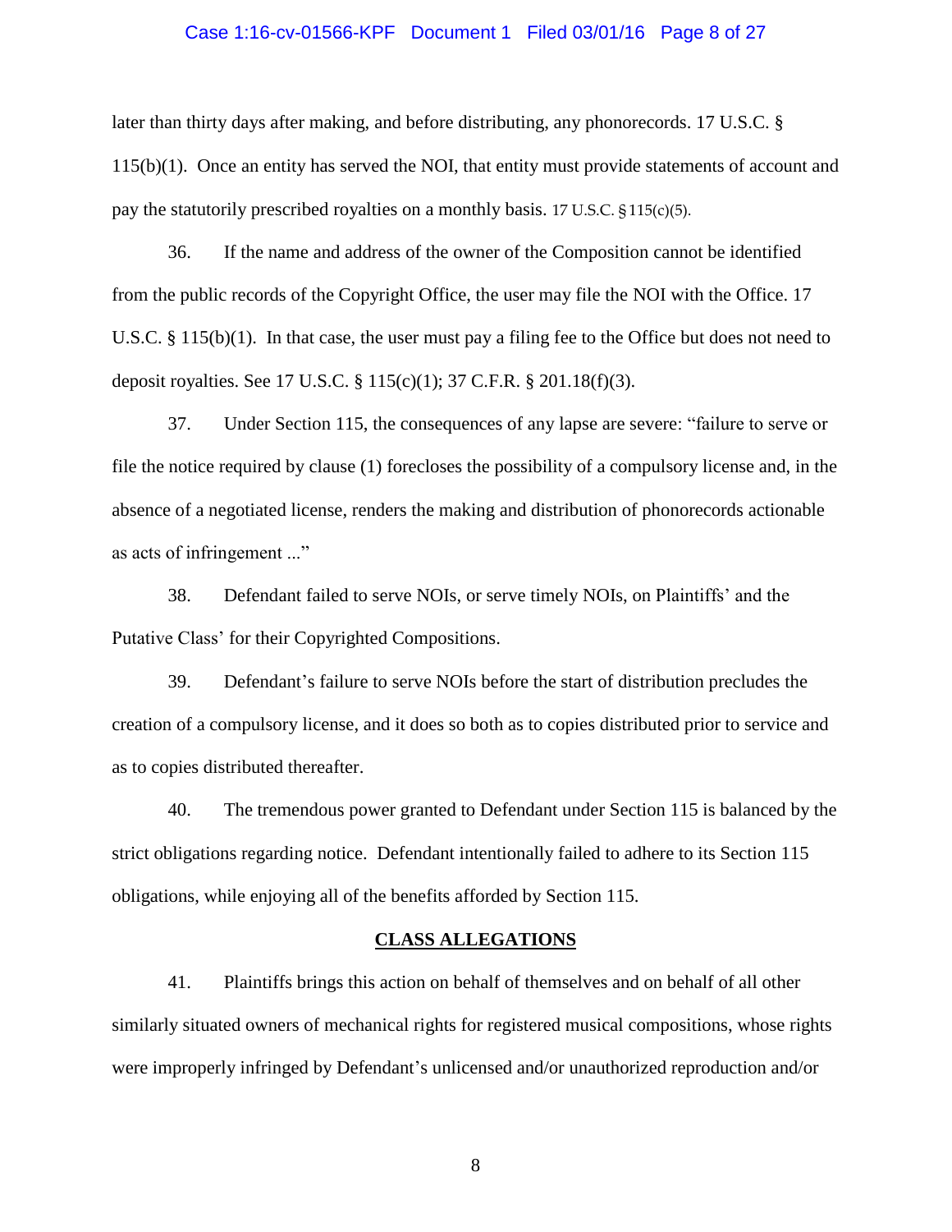later than thirty days after making, and before distributing, any phonorecords. 17 U.S.C. § 115(b)(1). Once an entity has served the NOI, that entity must provide statements of account and pay the statutorily prescribed royalties on a monthly basis. 17 U.S.C. § 115(c)(5).

36. If the name and address of the owner of the Composition cannot be identified from the public records of the Copyright Office, the user may file the NOI with the Office. 17 U.S.C. § 115(b)(1). In that case, the user must pay a filing fee to the Office but does not need to deposit royalties. See 17 U.S.C. § 115(c)(1); 37 C.F.R. § 201.18(f)(3).

37. Under Section 115, the consequences of any lapse are severe: "failure to serve or file the notice required by clause (1) forecloses the possibility of a compulsory license and, in the absence of a negotiated license, renders the making and distribution of phonorecords actionable as acts of infringement ..."

38. Defendant failed to serve NOIs, or serve timely NOIs, on Plaintiffs' and the Putative Class' for their Copyrighted Compositions.

39. Defendant's failure to serve NOIs before the start of distribution precludes the creation of a compulsory license, and it does so both as to copies distributed prior to service and as to copies distributed thereafter.

40. The tremendous power granted to Defendant under Section 115 is balanced by the strict obligations regarding notice. Defendant intentionally failed to adhere to its Section 115 obligations, while enjoying all of the benefits afforded by Section 115.

## CLASS ALLEGATIONS

41. Plaintiffs brings this action on behalf of themselves and on behalf of all other similarly situated owners of mechanical rights for registered musical compositions, whose rights were improperly infringed by Defendant's unlicensed and/or unauthorized reproduction and/or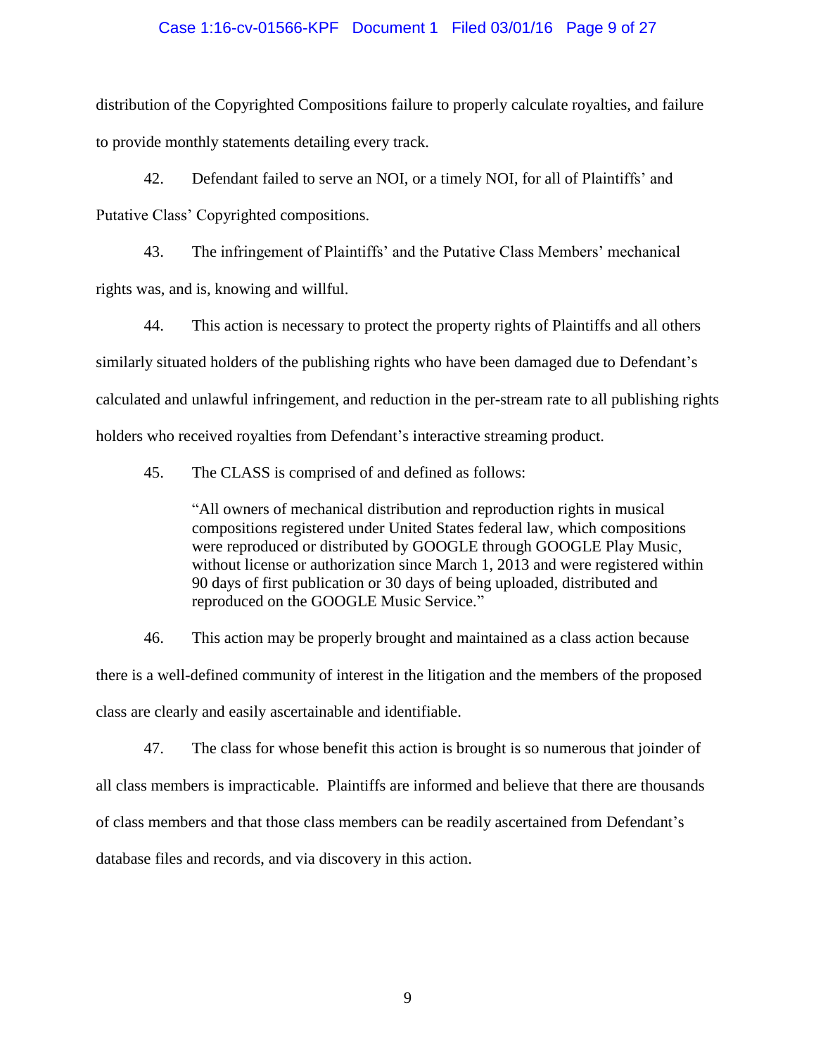distribution of the Copyrighted Compositions failure to properly calculate royalties, and failure to provide monthly statements detailing every track.

42. Defendant failed to serve an NOI, or a timely NOI, for all of Plaintiffs' and Putative Class' Copyrighted compositions.

43. The infringement of Plaintiffs' and the Putative Class Members' mechanical rights was, and is, knowing and willful.

44. This action is necessary to protect the property rights of Plaintiffs and all others similarly situated holders of the publishing rights who have been damaged due to Defendant's calculated and unlawful infringement, and reduction in the per-stream rate to all publishing rights holders who received royalties from Defendant's interactive streaming product.

45. The CLASS is comprised of and defined as follows:

> "All owners of mechanical distribution and reproduction rights in musical compositions registered under United States federal law, which compositions were reproduced or distributed by GOOGLE through GOOGLE Play Music, without license or authorization since March 1, 2013 and were registered within 90 days of first publication or 30 days of being uploaded, distributed and reproduced on the GOOGLE Music Service."

46. This action may be properly brought and maintained as a class action because there is a well-defined community of interest in the litigation and the members of the proposed class are clearly and easily ascertainable and identifiable.

47. The class for whose benefit this action is brought is so numerous that joinder of all class members is impracticable. Plaintiffs are informed and believe that there are thousands of class members and that those class members can be readily ascertained from Defendant's database files and records, and via discovery in this action.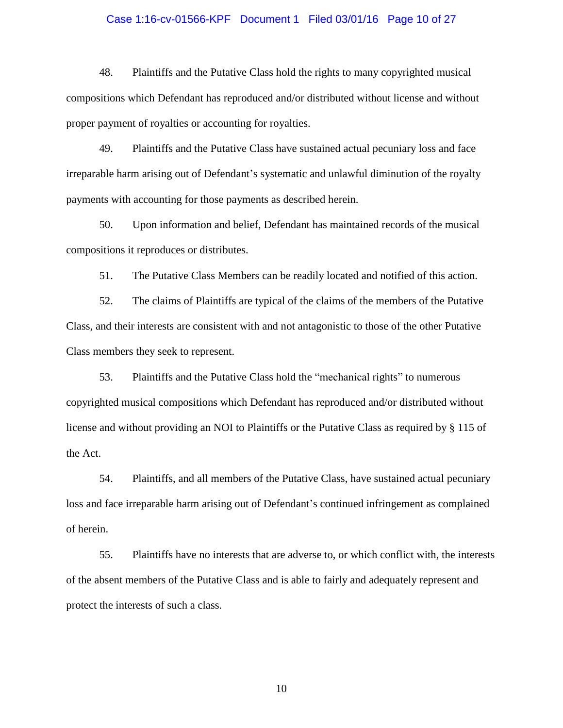48. Plaintiffs and the Putative Class hold the rights to many copyrighted musical compositions which Defendant has reproduced and/or distributed without license and without proper payment of royalties or accounting for royalties.

49. Plaintiffs and the Putative Class have sustained actual pecuniary loss and face irreparable harm arising out of Defendant's systematic and unlawful diminution of the royalty payments with accounting for those payments as described herein.

50. Upon information and belief, Defendant has maintained records of the musical compositions it reproduces or distributes.

51. The Putative Class Members can be readily located and notified of this action.

52. The claims of Plaintiffs are typical of the claims of the members of the Putative Class, and their interests are consistent with and not antagonistic to those of the other Putative Class members they seek to represent.

53. Plaintiffs and the Putative Class hold the "mechanical rights" to numerous copyrighted musical compositions which Defendant has reproduced and/or distributed without license and without providing an NOI to Plaintiffs or the Putative Class as required by § 115 of the Act.

54. Plaintiffs, and all members of the Putative Class, have sustained actual pecuniary loss and face irreparable harm arising out of Defendant's continued infringement as complained of herein.

55. Plaintiffs have no interests that are adverse to, or which conflict with, the interests of the absent members of the Putative Class and is able to fairly and adequately represent and protect the interests of such a class.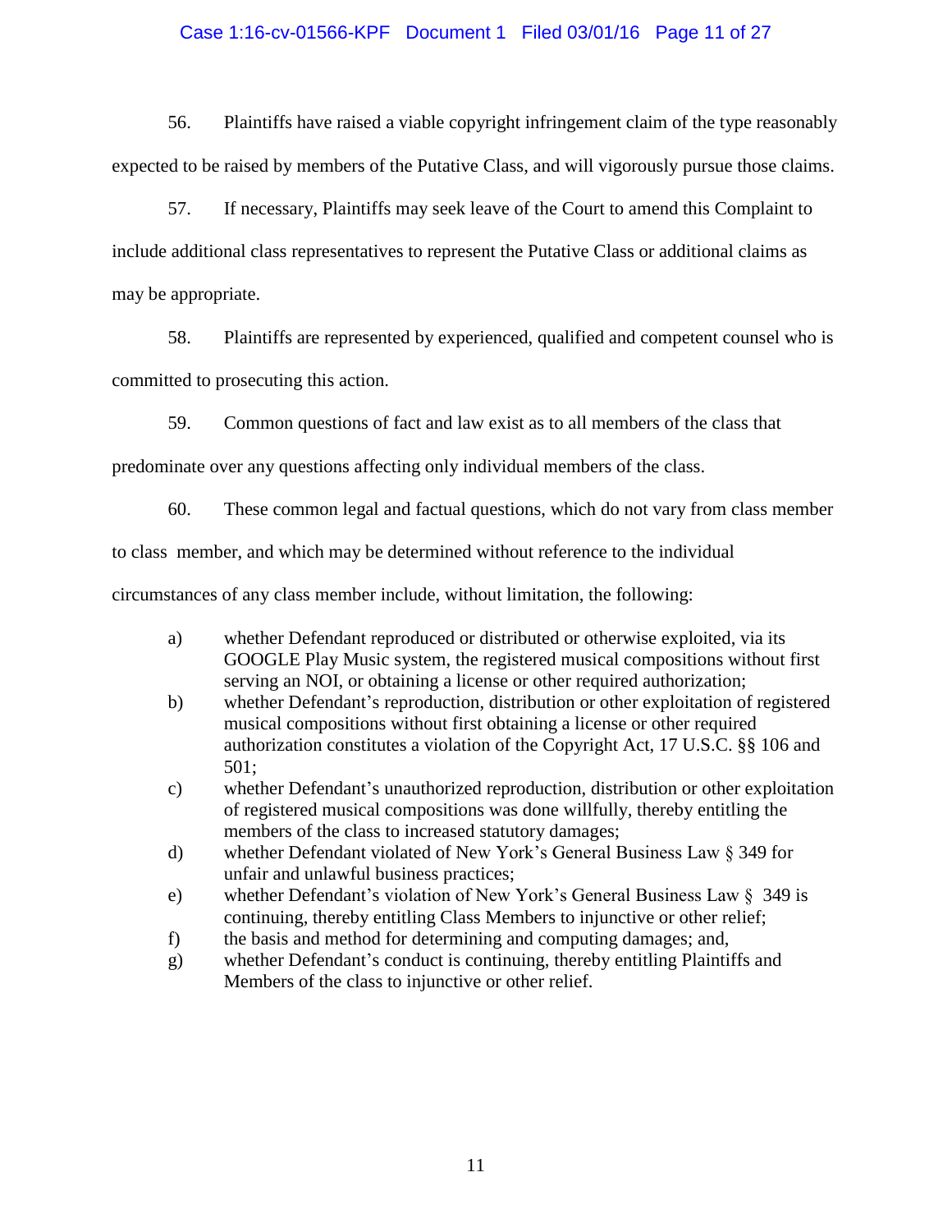56. Plaintiffs have raised a viable copyright infringement claim of the type reasonably expected to be raised by members of the Putative Class, and will vigorously pursue those claims.

57. If necessary, Plaintiffs may seek leave of the Court to amend this Complaint to include additional class representatives to represent the Putative Class or additional claims as may be appropriate.

58. Plaintiffs are represented by experienced, qualified and competent counsel who is committed to prosecuting this action.

59. Common questions of fact and law exist as to all members of the class that predominate over any questions affecting only individual members of the class.

60. These common legal and factual questions, which do not vary from class member to class member, and which may be determined without reference to the individual circumstances of any class member include, without limitation, the following:

a) whether Defendant reproduced or distributed or otherwise exploited, via its GOOGLE Play Music system, the registered musical compositions without first serving an NOI, or obtaining a license or other required authorization;

b) whether Defendant's reproduction, distribution or other exploitation of registered musical compositions without first obtaining a license or other required authorization constitutes a violation of the Copyright Act, 17 U.S.C. §§ 106 and 501;

c) whether Defendant's unauthorized reproduction, distribution or other exploitation of registered musical compositions was done willfully, thereby entitling the members of the class to increased statutory damages;

d) whether Defendant violated of New York's General Business Law § 349 for unfair and unlawful business practices;

e) whether Defendant's violation of New York's General Business Law § 349 is continuing, thereby entitling Class Members to injunctive or other relief;

f) the basis and method for determining and computing damages; and,

g) whether Defendant's conduct is continuing, thereby entitling Plaintiffs and Members of the class to injunctive or other relief.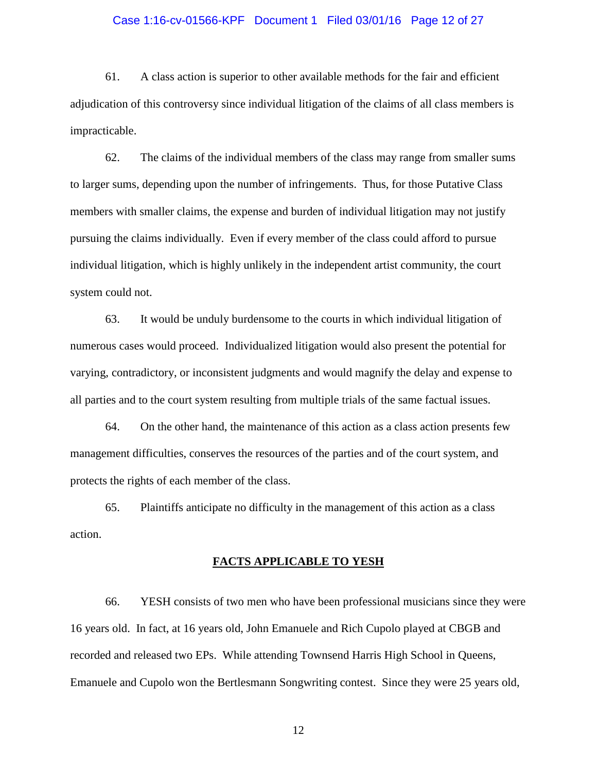61. A class action is superior to other available methods for the fair and efficient adjudication of this controversy since individual litigation of the claims of all class members is impracticable.

62. The claims of the individual members of the class may range from smaller sums to larger sums, depending upon the number of infringements. Thus, for those Putative Class members with smaller claims, the expense and burden of individual litigation may not justify pursuing the claims individually. Even if every member of the class could afford to pursue individual litigation, which is highly unlikely in the independent artist community, the court system could not.

63. It would be unduly burdensome to the courts in which individual litigation of numerous cases would proceed. Individualized litigation would also present the potential for varying, contradictory, or inconsistent judgments and would magnify the delay and expense to all parties and to the court system resulting from multiple trials of the same factual issues.

64. On the other hand, the maintenance of this action as a class action presents few management difficulties, conserves the resources of the parties and of the court system, and protects the rights of each member of the class.

65. Plaintiffs anticipate no difficulty in the management of this action as a class action.

**FACTS APPLICABLE TO YESH**

66. YESH consists of two men who have been professional musicians since they were 16 years old. In fact, at 16 years old, John Emanuele and Rich Cupolo played at CBGB and recorded and released two EPs. While attending Townsend Harris High School in Queens, Emanuele and Cupolo won the Bertlesmann Songwriting contest. Since they were 25 years old,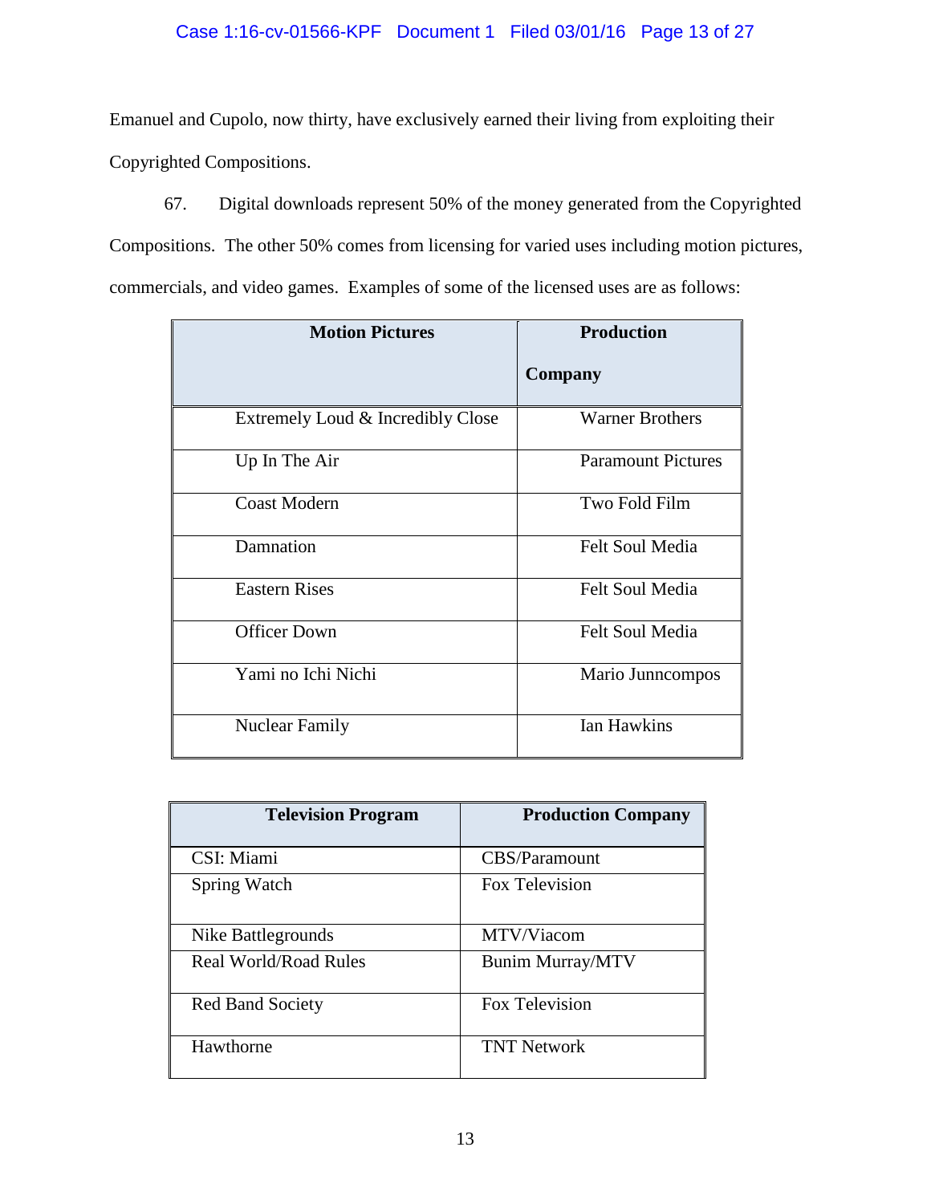Emanuel and Cupolo, now thirty, have exclusively earned their living from exploiting their Copyrighted Compositions.

67. Digital downloads represent 50% of the money generated from the Copyrighted Compositions. The other 50% comes from licensing for varied uses including motion pictures, commercials, and video games. Examples of some of the licensed uses are as follows:

| Motion Pictures | Production Company |
|---|---|
| Extremely Loud & Incredibly Close | Warner Brothers |
| Up In The Air | Paramount Pictures |
| Coast Modern | Two Fold Film |
| Damnation | Felt Soul Media |
| Eastern Rises | Felt Soul Media |
| Officer Down | Felt Soul Media |
| Yami no Ichi Nichi | Mario Junncompos |
| Nuclear Family | Ian Hawkins |

| Television Program | Production Company |
|---|---|
| CSI: Miami | CBS/Paramount |
| Spring Watch | Fox Television |
| Nike Battlegrounds | MTV/Viacom |
| Real World/Road Rules | Bunim Murray/MTV |
| Red Band Society | Fox Television |
| Hawthorne | TNT Network |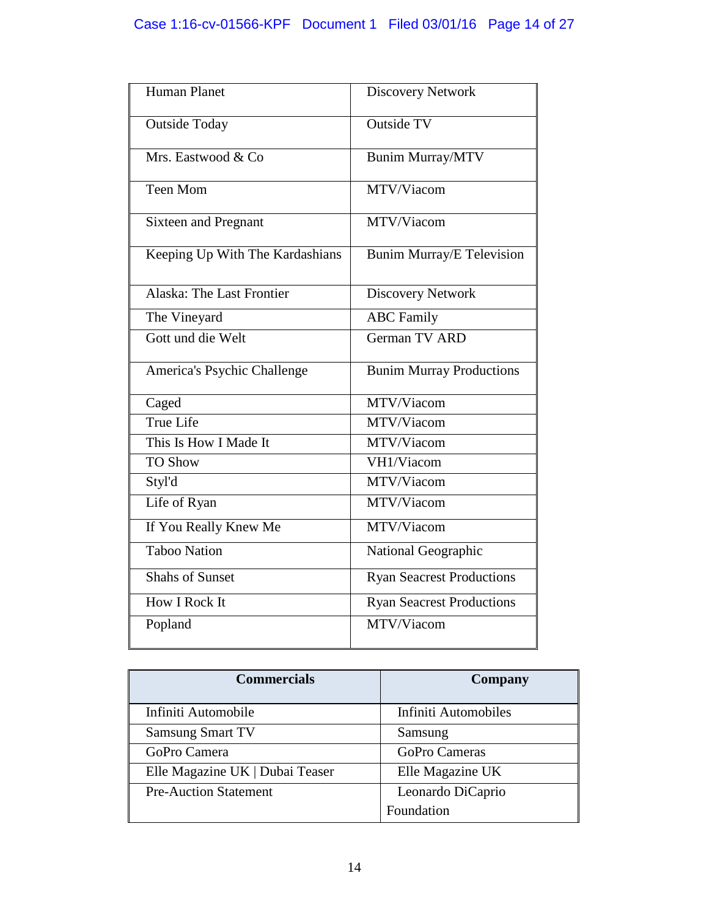| | |
|---|---|
| Human Planet | Discovery Network |
| Outside Today | Outside TV |
| Mrs. Eastwood & Co | Bunim Murray/MTV |
| Teen Mom | MTV/Viacom |
| Sixteen and Pregnant | MTV/Viacom |
| Keeping Up With The Kardashians | Bunim Murray/E Television |
| Alaska: The Last Frontier | Discovery Network |
| The Vineyard | ABC Family |
| Gott und die Welt | German TV ARD |
| America's Psychic Challenge | Bunim Murray Productions |
| Caged | MTV/Viacom |
| True Life | MTV/Viacom |
| This Is How I Made It | MTV/Viacom |
| TO Show | VH1/Viacom |
| Styl'd | MTV/Viacom |
| Life of Ryan | MTV/Viacom |
| If You Really Knew Me | MTV/Viacom |
| Taboo Nation | National Geographic |
| Shahs of Sunset | Ryan Seacrest Productions |
| How I Rock It | Ryan Seacrest Productions |
| Popland | MTV/Viacom |

| **Commercials** | **Company** |
|---|---|
| Infiniti Automobile | Infiniti Automobiles |
| Samsung Smart TV | Samsung |
| GoPro Camera | GoPro Cameras |
| Elle Magazine UK \| Dubai Teaser | Elle Magazine UK |
| Pre-Auction Statement | Leonardo DiCaprio Foundation |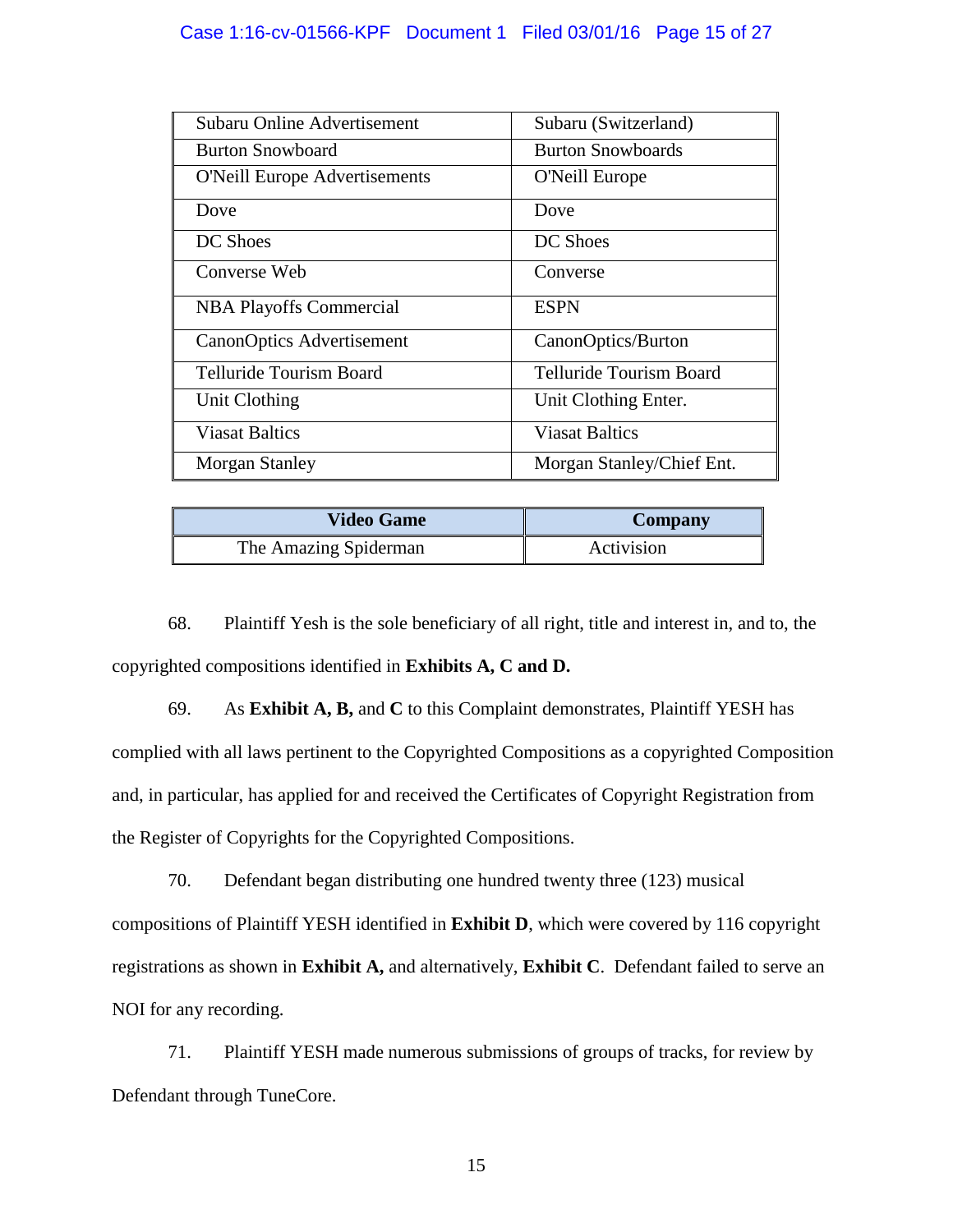| | |
|---|---|
| Subaru Online Advertisement | Subaru (Switzerland) |
| Burton Snowboard | Burton Snowboards |
| O'Neill Europe Advertisements | O'Neill Europe |
| Dove | Dove |
| DC Shoes | DC Shoes |
| Converse Web | Converse |
| NBA Playoffs Commercial | ESPN |
| CanonOptics Advertisement | CanonOptics/Burton |
| Telluride Tourism Board | Telluride Tourism Board |
| Unit Clothing | Unit Clothing Enter. |
| Viasat Baltics | Viasat Baltics |
| Morgan Stanley | Morgan Stanley/Chief Ent. |

| Video Game | Company |
|---|---|
| The Amazing Spiderman | Activision |

68. Plaintiff Yesh is the sole beneficiary of all right, title and interest in, and to, the copyrighted compositions identified in **Exhibits A, C and D.**

69. As **Exhibit A, B,** and **C** to this Complaint demonstrates, Plaintiff YESH has complied with all laws pertinent to the Copyrighted Compositions as a copyrighted Composition and, in particular, has applied for and received the Certificates of Copyright Registration from the Register of Copyrights for the Copyrighted Compositions.

70. Defendant began distributing one hundred twenty three (123) musical compositions of Plaintiff YESH identified in **Exhibit D**, which were covered by 116 copyright registrations as shown in **Exhibit A,** and alternatively, **Exhibit C**. Defendant failed to serve an NOI for any recording.

71. Plaintiff YESH made numerous submissions of groups of tracks, for review by Defendant through TuneCore.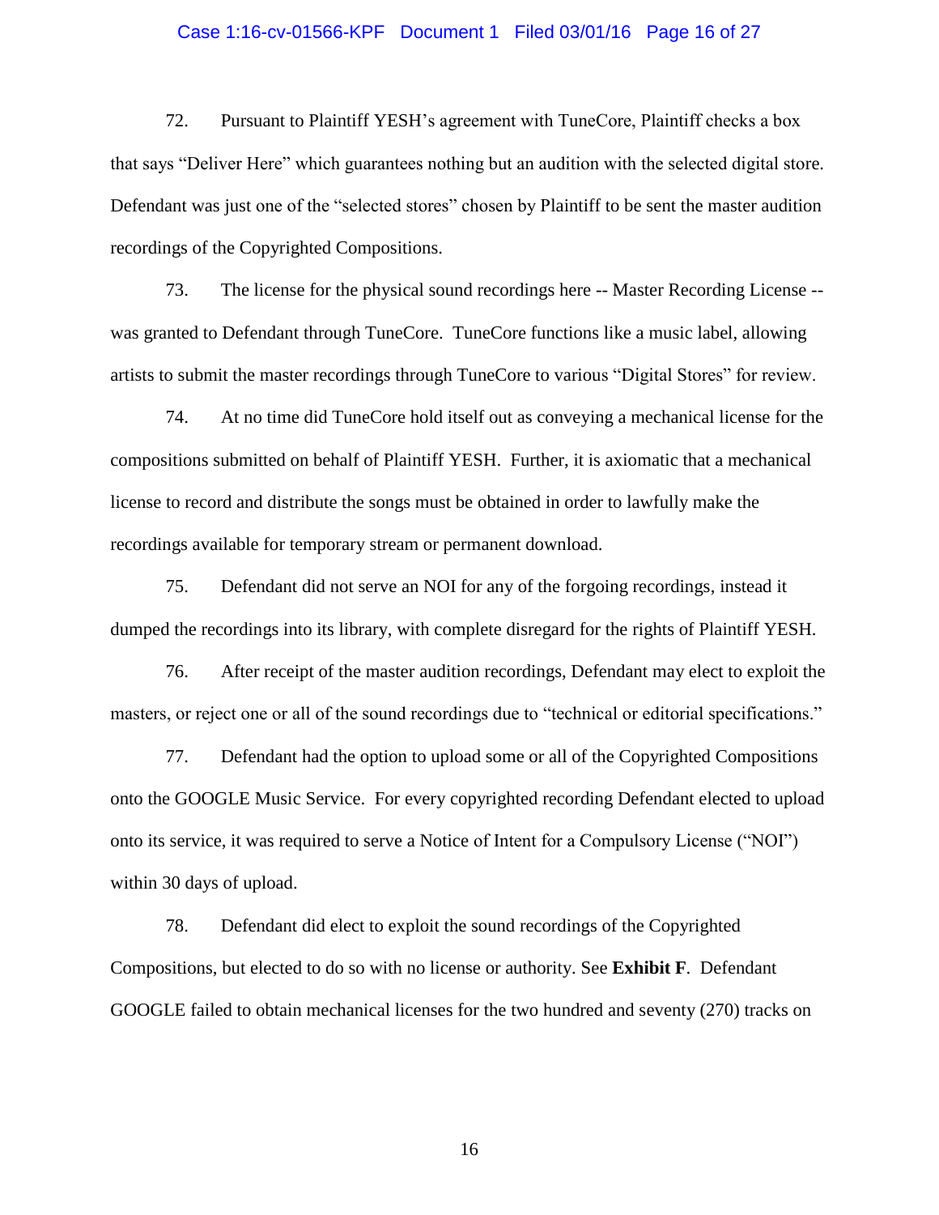72. Pursuant to Plaintiff YESH's agreement with TuneCore, Plaintiff checks a box that says "Deliver Here" which guarantees nothing but an audition with the selected digital store. Defendant was just one of the "selected stores" chosen by Plaintiff to be sent the master audition recordings of the Copyrighted Compositions.

73. The license for the physical sound recordings here -- Master Recording License -- was granted to Defendant through TuneCore. TuneCore functions like a music label, allowing artists to submit the master recordings through TuneCore to various "Digital Stores" for review.

74. At no time did TuneCore hold itself out as conveying a mechanical license for the compositions submitted on behalf of Plaintiff YESH. Further, it is axiomatic that a mechanical license to record and distribute the songs must be obtained in order to lawfully make the recordings available for temporary stream or permanent download.

75. Defendant did not serve an NOI for any of the forgoing recordings, instead it dumped the recordings into its library, with complete disregard for the rights of Plaintiff YESH.

76. After receipt of the master audition recordings, Defendant may elect to exploit the masters, or reject one or all of the sound recordings due to "technical or editorial specifications."

77. Defendant had the option to upload some or all of the Copyrighted Compositions onto the GOOGLE Music Service. For every copyrighted recording Defendant elected to upload onto its service, it was required to serve a Notice of Intent for a Compulsory License ("NOI") within 30 days of upload.

78. Defendant did elect to exploit the sound recordings of the Copyrighted Compositions, but elected to do so with no license or authority. See **Exhibit F**. Defendant GOOGLE failed to obtain mechanical licenses for the two hundred and seventy (270) tracks on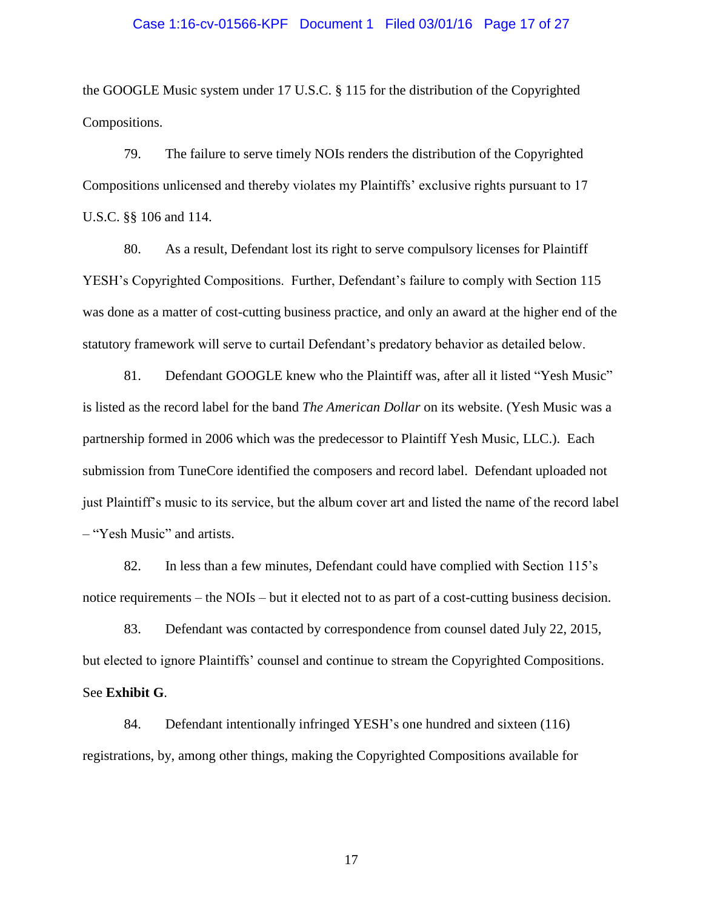the GOOGLE Music system under 17 U.S.C. § 115 for the distribution of the Copyrighted Compositions.

79. The failure to serve timely NOIs renders the distribution of the Copyrighted Compositions unlicensed and thereby violates my Plaintiffs' exclusive rights pursuant to 17 U.S.C. §§ 106 and 114.

80. As a result, Defendant lost its right to serve compulsory licenses for Plaintiff YESH's Copyrighted Compositions. Further, Defendant's failure to comply with Section 115 was done as a matter of cost-cutting business practice, and only an award at the higher end of the statutory framework will serve to curtail Defendant's predatory behavior as detailed below.

81. Defendant GOOGLE knew who the Plaintiff was, after all it listed "Yesh Music" is listed as the record label for the band *The American Dollar* on its website. (Yesh Music was a partnership formed in 2006 which was the predecessor to Plaintiff Yesh Music, LLC.). Each submission from TuneCore identified the composers and record label. Defendant uploaded not just Plaintiff's music to its service, but the album cover art and listed the name of the record label – "Yesh Music" and artists.

82. In less than a few minutes, Defendant could have complied with Section 115's notice requirements – the NOIs – but it elected not to as part of a cost-cutting business decision.

83. Defendant was contacted by correspondence from counsel dated July 22, 2015, but elected to ignore Plaintiffs' counsel and continue to stream the Copyrighted Compositions. See **Exhibit G**.

84. Defendant intentionally infringed YESH's one hundred and sixteen (116) registrations, by, among other things, making the Copyrighted Compositions available for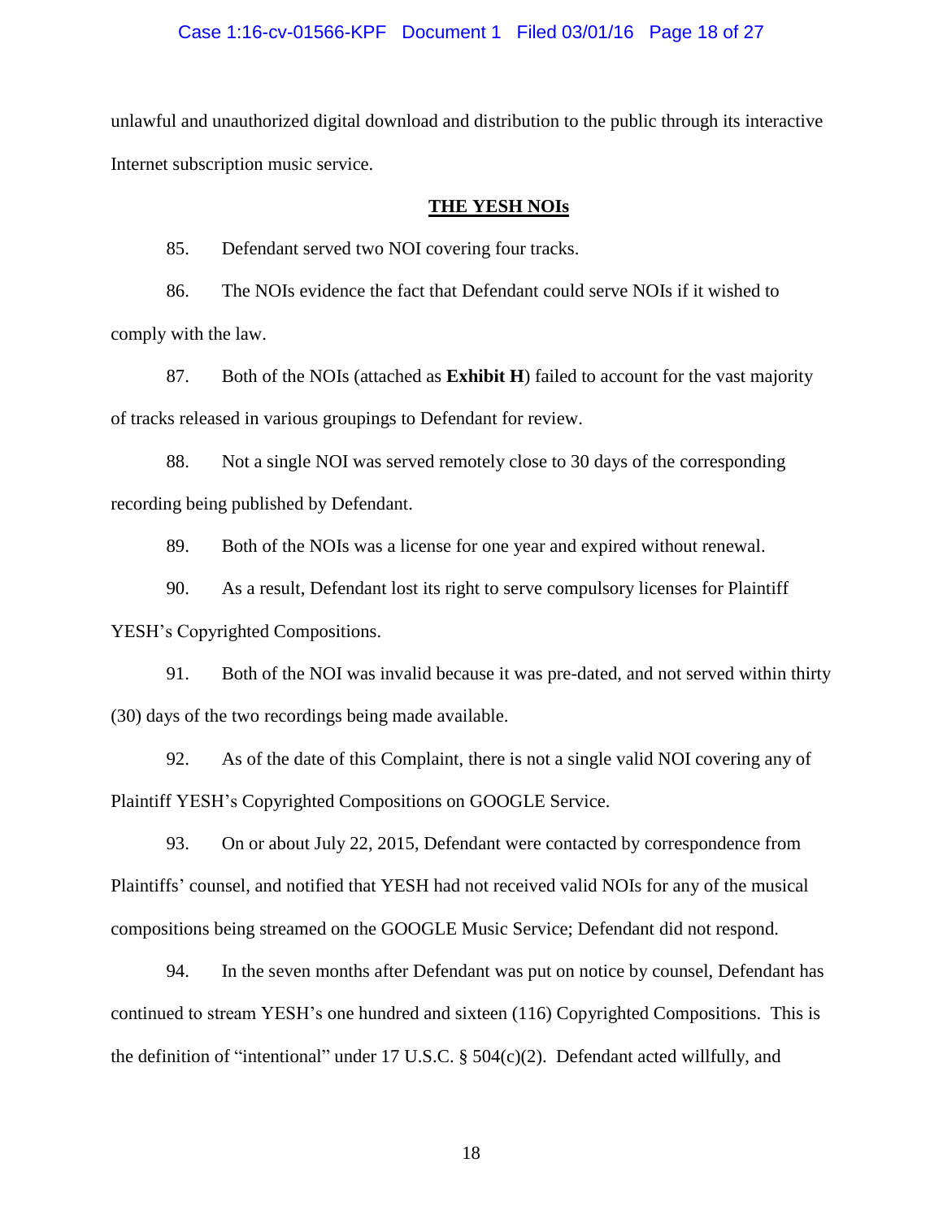unlawful and unauthorized digital download and distribution to the public through its interactive Internet subscription music service.

## THE YESH NOIs

85. Defendant served two NOI covering four tracks.

86. The NOIs evidence the fact that Defendant could serve NOIs if it wished to comply with the law.

87. Both of the NOIs (attached as **Exhibit H**) failed to account for the vast majority of tracks released in various groupings to Defendant for review.

88. Not a single NOI was served remotely close to 30 days of the corresponding recording being published by Defendant.

89. Both of the NOIs was a license for one year and expired without renewal.

90. As a result, Defendant lost its right to serve compulsory licenses for Plaintiff YESH's Copyrighted Compositions.

91. Both of the NOI was invalid because it was pre-dated, and not served within thirty (30) days of the two recordings being made available.

92. As of the date of this Complaint, there is not a single valid NOI covering any of Plaintiff YESH's Copyrighted Compositions on GOOGLE Service.

93. On or about July 22, 2015, Defendant were contacted by correspondence from Plaintiffs' counsel, and notified that YESH had not received valid NOIs for any of the musical compositions being streamed on the GOOGLE Music Service; Defendant did not respond.

94. In the seven months after Defendant was put on notice by counsel, Defendant has continued to stream YESH's one hundred and sixteen (116) Copyrighted Compositions. This is the definition of "intentional" under 17 U.S.C. § 504(c)(2). Defendant acted willfully, and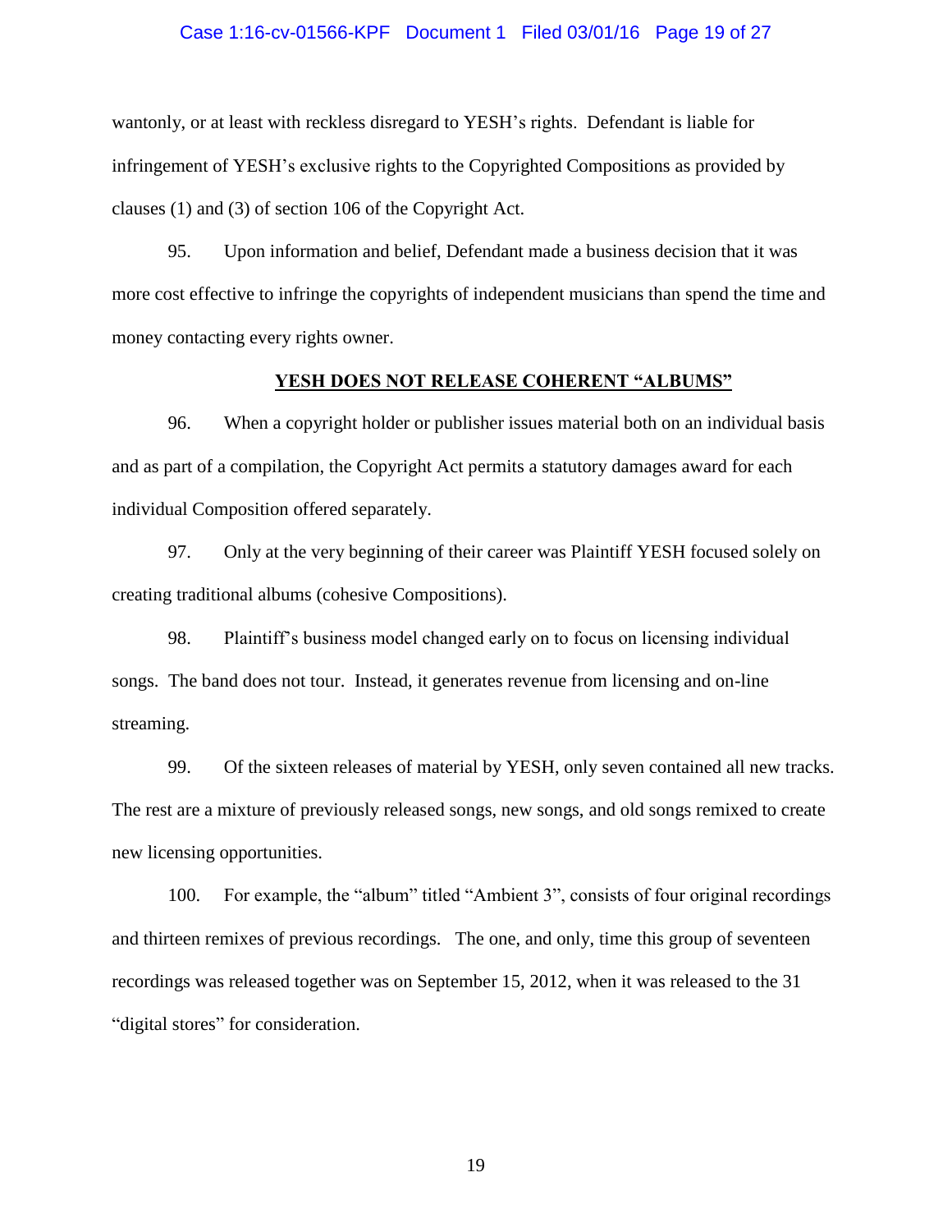wantonly, or at least with reckless disregard to YESH's rights. Defendant is liable for infringement of YESH's exclusive rights to the Copyrighted Compositions as provided by clauses (1) and (3) of section 106 of the Copyright Act.

95. Upon information and belief, Defendant made a business decision that it was more cost effective to infringe the copyrights of independent musicians than spend the time and money contacting every rights owner.

## YESH DOES NOT RELEASE COHERENT "ALBUMS"

96. When a copyright holder or publisher issues material both on an individual basis and as part of a compilation, the Copyright Act permits a statutory damages award for each individual Composition offered separately.

97. Only at the very beginning of their career was Plaintiff YESH focused solely on creating traditional albums (cohesive Compositions).

98. Plaintiff's business model changed early on to focus on licensing individual songs. The band does not tour. Instead, it generates revenue from licensing and on-line streaming.

99. Of the sixteen releases of material by YESH, only seven contained all new tracks. The rest are a mixture of previously released songs, new songs, and old songs remixed to create new licensing opportunities.

100. For example, the "album" titled "Ambient 3", consists of four original recordings and thirteen remixes of previous recordings. The one, and only, time this group of seventeen recordings was released together was on September 15, 2012, when it was released to the 31 "digital stores" for consideration.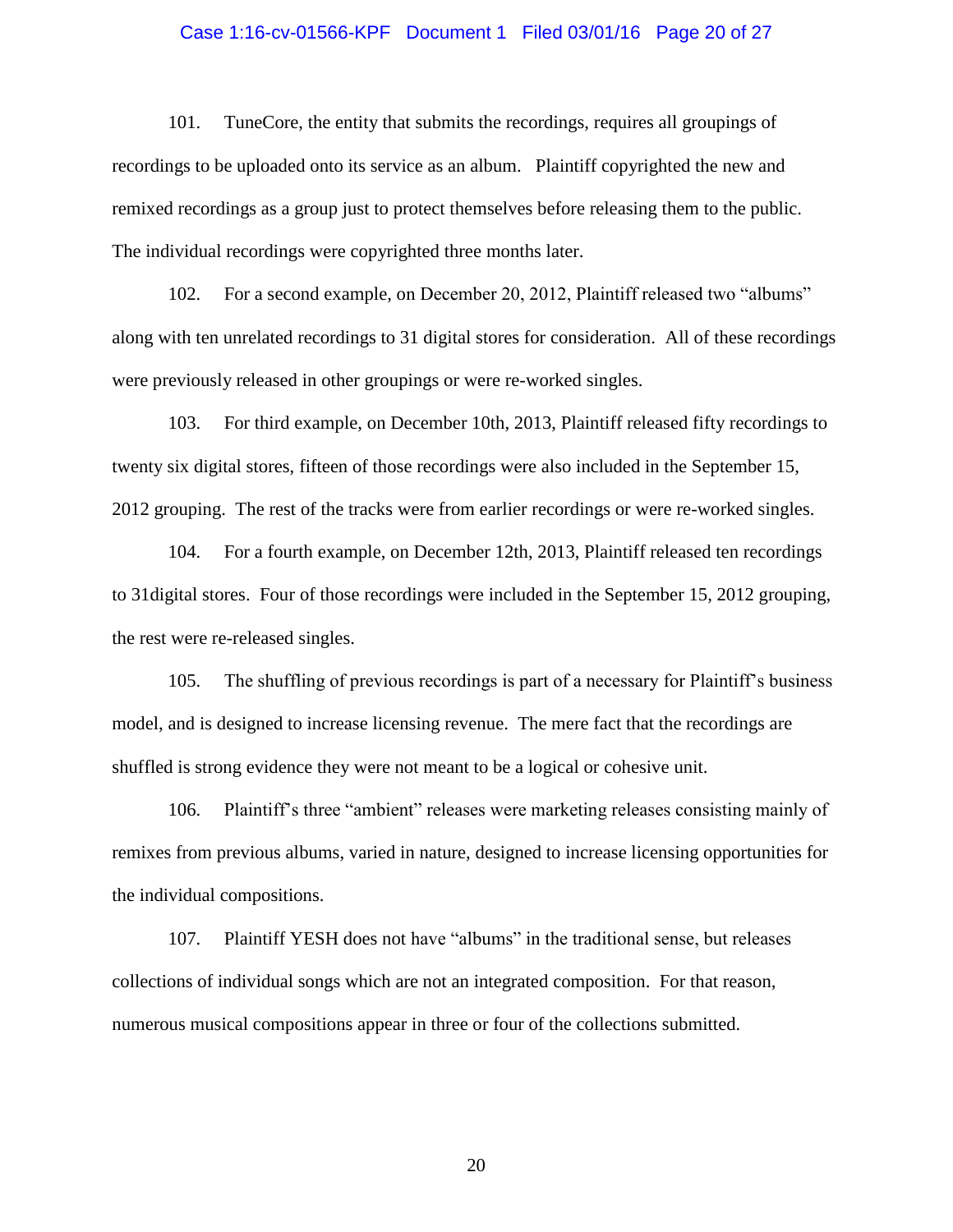101. TuneCore, the entity that submits the recordings, requires all groupings of recordings to be uploaded onto its service as an album. Plaintiff copyrighted the new and remixed recordings as a group just to protect themselves before releasing them to the public. The individual recordings were copyrighted three months later.

102. For a second example, on December 20, 2012, Plaintiff released two "albums" along with ten unrelated recordings to 31 digital stores for consideration. All of these recordings were previously released in other groupings or were re-worked singles.

103. For third example, on December 10th, 2013, Plaintiff released fifty recordings to twenty six digital stores, fifteen of those recordings were also included in the September 15, 2012 grouping. The rest of the tracks were from earlier recordings or were re-worked singles.

104. For a fourth example, on December 12th, 2013, Plaintiff released ten recordings to 31digital stores. Four of those recordings were included in the September 15, 2012 grouping, the rest were re-released singles.

105. The shuffling of previous recordings is part of a necessary for Plaintiff's business model, and is designed to increase licensing revenue. The mere fact that the recordings are shuffled is strong evidence they were not meant to be a logical or cohesive unit.

106. Plaintiff's three "ambient" releases were marketing releases consisting mainly of remixes from previous albums, varied in nature, designed to increase licensing opportunities for the individual compositions.

107. Plaintiff YESH does not have "albums" in the traditional sense, but releases collections of individual songs which are not an integrated composition. For that reason, numerous musical compositions appear in three or four of the collections submitted.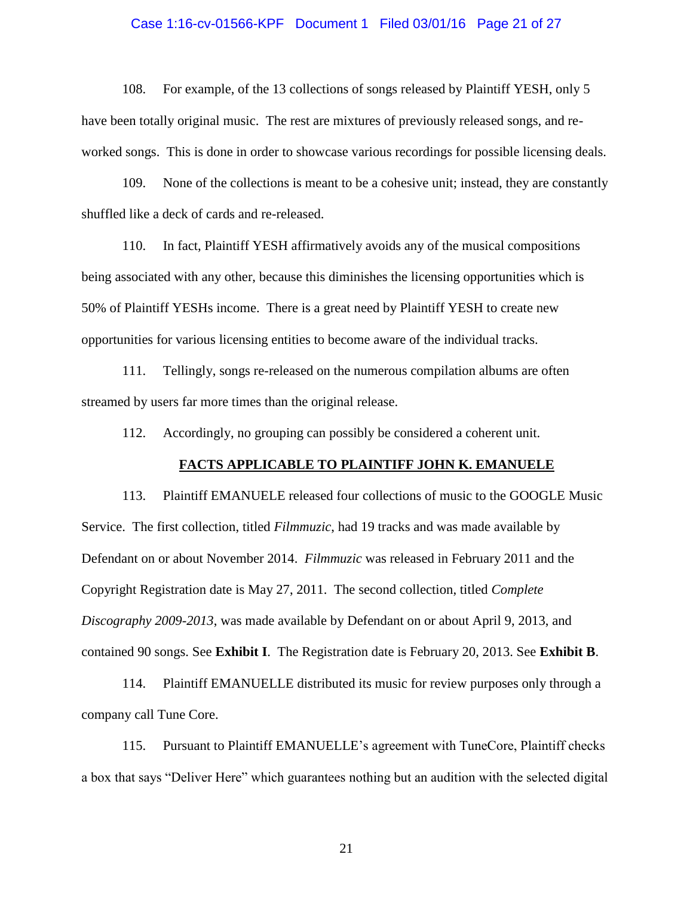108. For example, of the 13 collections of songs released by Plaintiff YESH, only 5 have been totally original music. The rest are mixtures of previously released songs, and re-worked songs. This is done in order to showcase various recordings for possible licensing deals.

109. None of the collections is meant to be a cohesive unit; instead, they are constantly shuffled like a deck of cards and re-released.

110. In fact, Plaintiff YESH affirmatively avoids any of the musical compositions being associated with any other, because this diminishes the licensing opportunities which is 50% of Plaintiff YESHs income. There is a great need by Plaintiff YESH to create new opportunities for various licensing entities to become aware of the individual tracks.

111. Tellingly, songs re-released on the numerous compilation albums are often streamed by users far more times than the original release.

112. Accordingly, no grouping can possibly be considered a coherent unit.

**FACTS APPLICABLE TO PLAINTIFF JOHN K. EMANUELE**

113. Plaintiff EMANUELE released four collections of music to the GOOGLE Music Service. The first collection, titled *Filmmuzic*, had 19 tracks and was made available by Defendant on or about November 2014. *Filmmuzic* was released in February 2011 and the Copyright Registration date is May 27, 2011. The second collection, titled *Complete Discography 2009-2013*, was made available by Defendant on or about April 9, 2013, and contained 90 songs. See **Exhibit I**. The Registration date is February 20, 2013. See **Exhibit B**.

114. Plaintiff EMANUELLE distributed its music for review purposes only through a company call Tune Core.

115. Pursuant to Plaintiff EMANUELLE's agreement with TuneCore, Plaintiff checks a box that says "Deliver Here" which guarantees nothing but an audition with the selected digital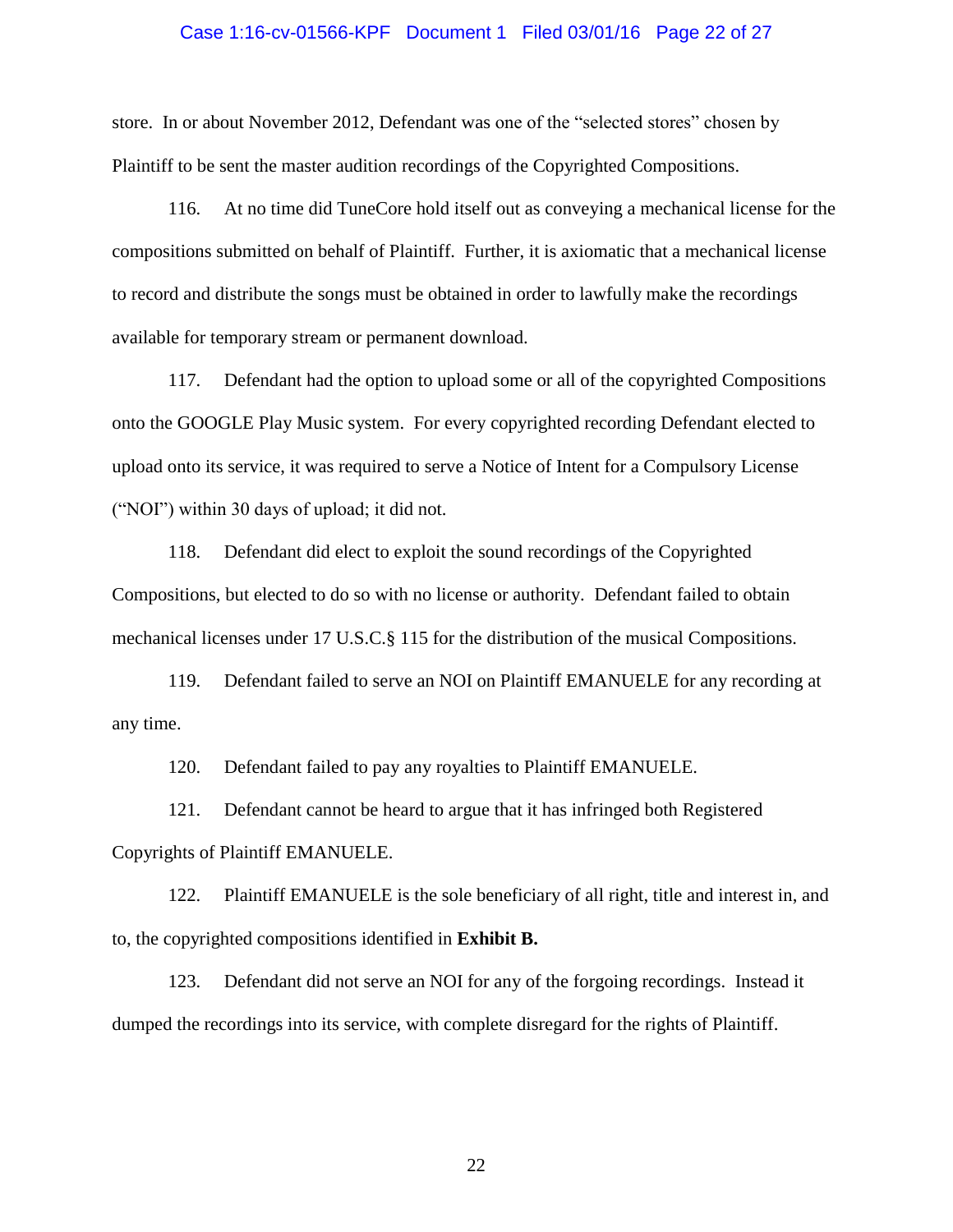store. In or about November 2012, Defendant was one of the "selected stores" chosen by Plaintiff to be sent the master audition recordings of the Copyrighted Compositions.

116. At no time did TuneCore hold itself out as conveying a mechanical license for the compositions submitted on behalf of Plaintiff. Further, it is axiomatic that a mechanical license to record and distribute the songs must be obtained in order to lawfully make the recordings available for temporary stream or permanent download.

117. Defendant had the option to upload some or all of the copyrighted Compositions onto the GOOGLE Play Music system. For every copyrighted recording Defendant elected to upload onto its service, it was required to serve a Notice of Intent for a Compulsory License ("NOI") within 30 days of upload; it did not.

118. Defendant did elect to exploit the sound recordings of the Copyrighted Compositions, but elected to do so with no license or authority. Defendant failed to obtain mechanical licenses under 17 U.S.C.§ 115 for the distribution of the musical Compositions.

119. Defendant failed to serve an NOI on Plaintiff EMANUELE for any recording at any time.

120. Defendant failed to pay any royalties to Plaintiff EMANUELE.

121. Defendant cannot be heard to argue that it has infringed both Registered Copyrights of Plaintiff EMANUELE.

122. Plaintiff EMANUELE is the sole beneficiary of all right, title and interest in, and to, the copyrighted compositions identified in **Exhibit B.**

123. Defendant did not serve an NOI for any of the forgoing recordings. Instead it dumped the recordings into its service, with complete disregard for the rights of Plaintiff.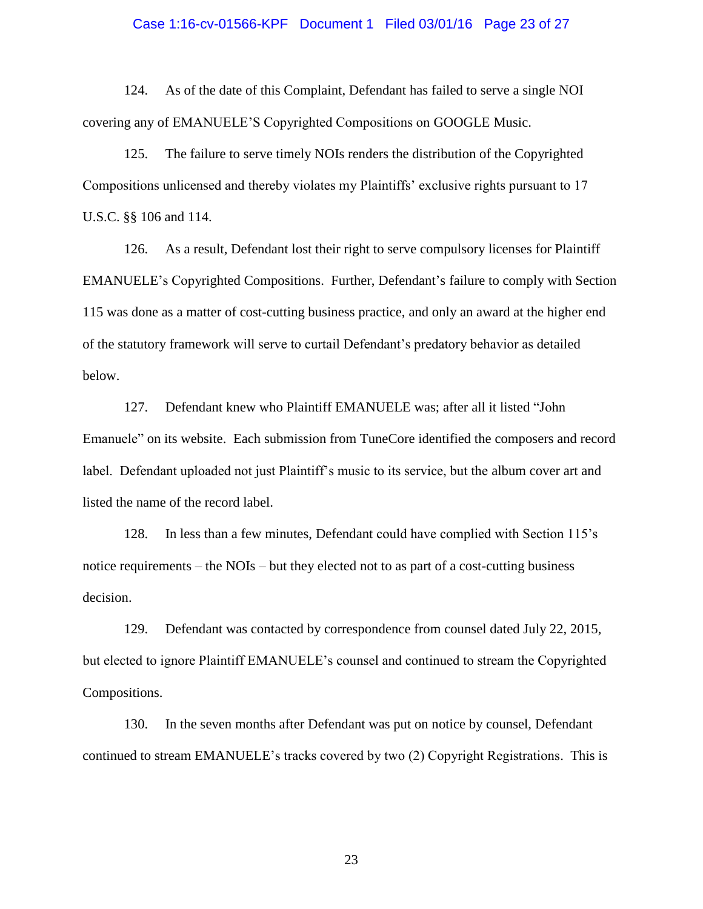124. As of the date of this Complaint, Defendant has failed to serve a single NOI covering any of EMANUELE'S Copyrighted Compositions on GOOGLE Music.

125. The failure to serve timely NOIs renders the distribution of the Copyrighted Compositions unlicensed and thereby violates my Plaintiffs' exclusive rights pursuant to 17 U.S.C. §§ 106 and 114.

126. As a result, Defendant lost their right to serve compulsory licenses for Plaintiff EMANUELE's Copyrighted Compositions. Further, Defendant's failure to comply with Section 115 was done as a matter of cost-cutting business practice, and only an award at the higher end of the statutory framework will serve to curtail Defendant's predatory behavior as detailed below.

127. Defendant knew who Plaintiff EMANUELE was; after all it listed "John Emanuele" on its website. Each submission from TuneCore identified the composers and record label. Defendant uploaded not just Plaintiff's music to its service, but the album cover art and listed the name of the record label.

128. In less than a few minutes, Defendant could have complied with Section 115's notice requirements – the NOIs – but they elected not to as part of a cost-cutting business decision.

129. Defendant was contacted by correspondence from counsel dated July 22, 2015, but elected to ignore Plaintiff EMANUELE's counsel and continued to stream the Copyrighted Compositions.

130. In the seven months after Defendant was put on notice by counsel, Defendant continued to stream EMANUELE's tracks covered by two (2) Copyright Registrations. This is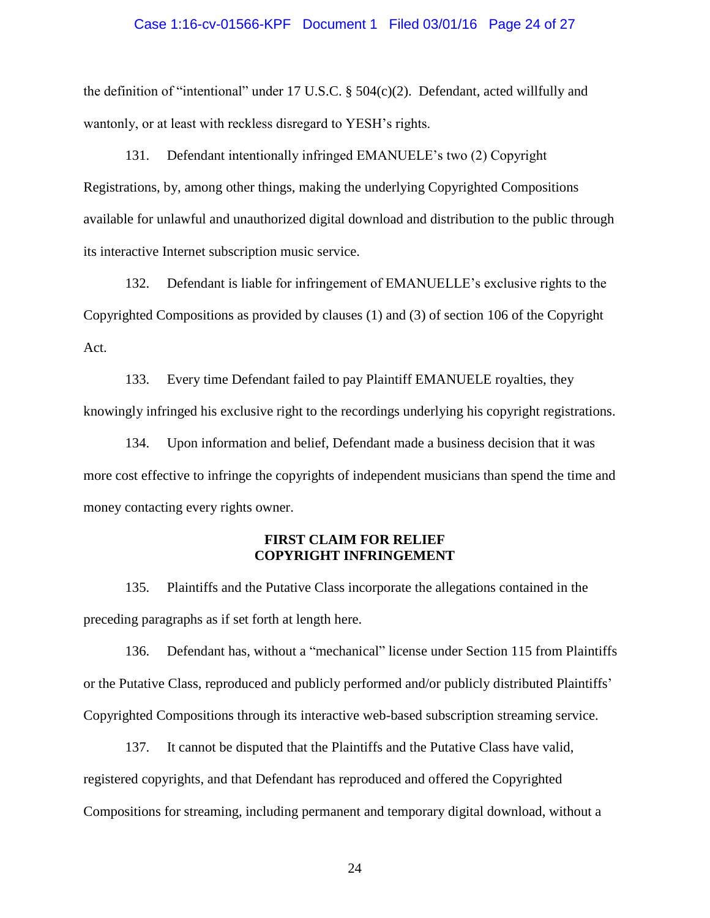the definition of "intentional" under 17 U.S.C. § 504(c)(2). Defendant, acted willfully and wantonly, or at least with reckless disregard to YESH's rights.

131. Defendant intentionally infringed EMANUELE's two (2) Copyright Registrations, by, among other things, making the underlying Copyrighted Compositions available for unlawful and unauthorized digital download and distribution to the public through its interactive Internet subscription music service.

132. Defendant is liable for infringement of EMANUELLE's exclusive rights to the Copyrighted Compositions as provided by clauses (1) and (3) of section 106 of the Copyright Act.

133. Every time Defendant failed to pay Plaintiff EMANUELE royalties, they knowingly infringed his exclusive right to the recordings underlying his copyright registrations.

134. Upon information and belief, Defendant made a business decision that it was more cost effective to infringe the copyrights of independent musicians than spend the time and money contacting every rights owner.

**FIRST CLAIM FOR RELIEF**
**COPYRIGHT INFRINGEMENT**

135. Plaintiffs and the Putative Class incorporate the allegations contained in the preceding paragraphs as if set forth at length here.

136. Defendant has, without a "mechanical" license under Section 115 from Plaintiffs or the Putative Class, reproduced and publicly performed and/or publicly distributed Plaintiffs' Copyrighted Compositions through its interactive web-based subscription streaming service.

137. It cannot be disputed that the Plaintiffs and the Putative Class have valid, registered copyrights, and that Defendant has reproduced and offered the Copyrighted Compositions for streaming, including permanent and temporary digital download, without a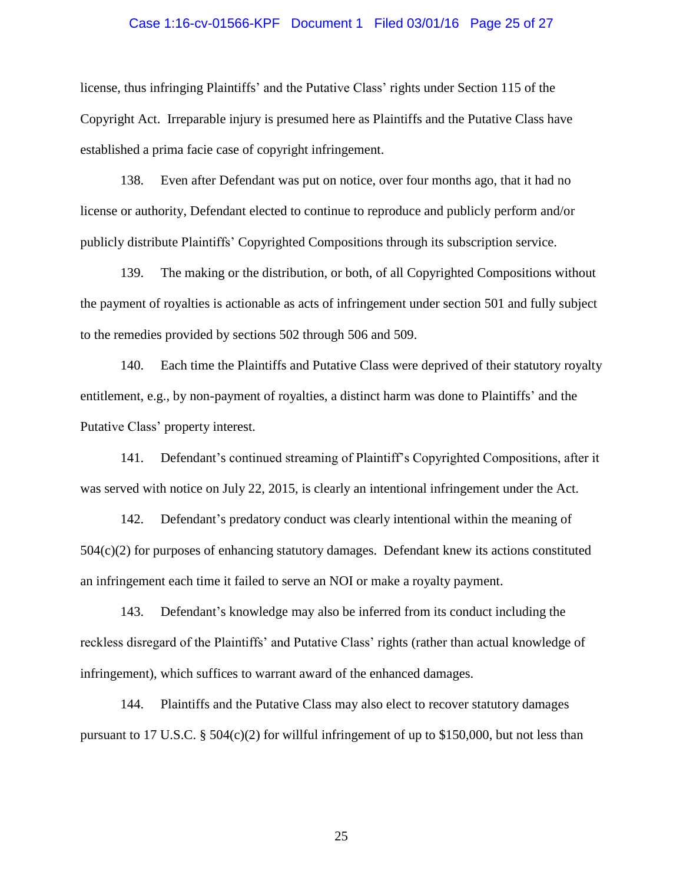license, thus infringing Plaintiffs' and the Putative Class' rights under Section 115 of the Copyright Act. Irreparable injury is presumed here as Plaintiffs and the Putative Class have established a prima facie case of copyright infringement.

138. Even after Defendant was put on notice, over four months ago, that it had no license or authority, Defendant elected to continue to reproduce and publicly perform and/or publicly distribute Plaintiffs' Copyrighted Compositions through its subscription service.

139. The making or the distribution, or both, of all Copyrighted Compositions without the payment of royalties is actionable as acts of infringement under section 501 and fully subject to the remedies provided by sections 502 through 506 and 509.

140. Each time the Plaintiffs and Putative Class were deprived of their statutory royalty entitlement, e.g., by non-payment of royalties, a distinct harm was done to Plaintiffs' and the Putative Class' property interest.

141. Defendant's continued streaming of Plaintiff's Copyrighted Compositions, after it was served with notice on July 22, 2015, is clearly an intentional infringement under the Act.

142. Defendant's predatory conduct was clearly intentional within the meaning of 504(c)(2) for purposes of enhancing statutory damages. Defendant knew its actions constituted an infringement each time it failed to serve an NOI or make a royalty payment.

143. Defendant's knowledge may also be inferred from its conduct including the reckless disregard of the Plaintiffs' and Putative Class' rights (rather than actual knowledge of infringement), which suffices to warrant award of the enhanced damages.

144. Plaintiffs and the Putative Class may also elect to recover statutory damages pursuant to 17 U.S.C. § 504(c)(2) for willful infringement of up to $150,000, but not less than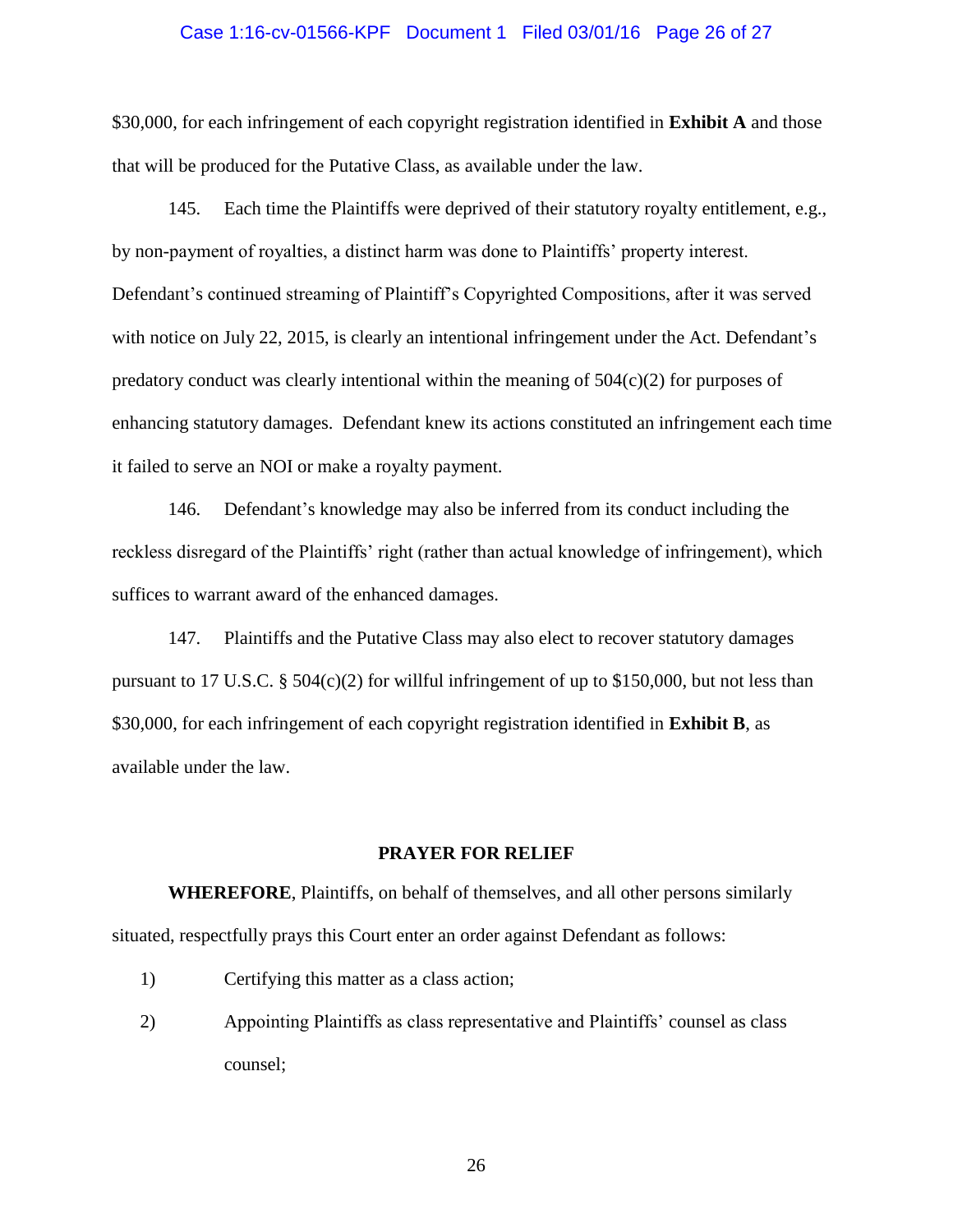$30,000, for each infringement of each copyright registration identified in **Exhibit A** and those that will be produced for the Putative Class, as available under the law.

145. Each time the Plaintiffs were deprived of their statutory royalty entitlement, e.g., by non-payment of royalties, a distinct harm was done to Plaintiffs' property interest. Defendant's continued streaming of Plaintiff's Copyrighted Compositions, after it was served with notice on July 22, 2015, is clearly an intentional infringement under the Act. Defendant's predatory conduct was clearly intentional within the meaning of 504(c)(2) for purposes of enhancing statutory damages. Defendant knew its actions constituted an infringement each time it failed to serve an NOI or make a royalty payment.

146. Defendant's knowledge may also be inferred from its conduct including the reckless disregard of the Plaintiffs' right (rather than actual knowledge of infringement), which suffices to warrant award of the enhanced damages.

147. Plaintiffs and the Putative Class may also elect to recover statutory damages pursuant to 17 U.S.C. § 504(c)(2) for willful infringement of up to $150,000, but not less than $30,000, for each infringement of each copyright registration identified in **Exhibit B**, as available under the law.

## PRAYER FOR RELIEF

**WHEREFORE**, Plaintiffs, on behalf of themselves, and all other persons similarly situated, respectfully prays this Court enter an order against Defendant as follows:

1) Certifying this matter as a class action;

2) Appointing Plaintiffs as class representative and Plaintiffs' counsel as class counsel;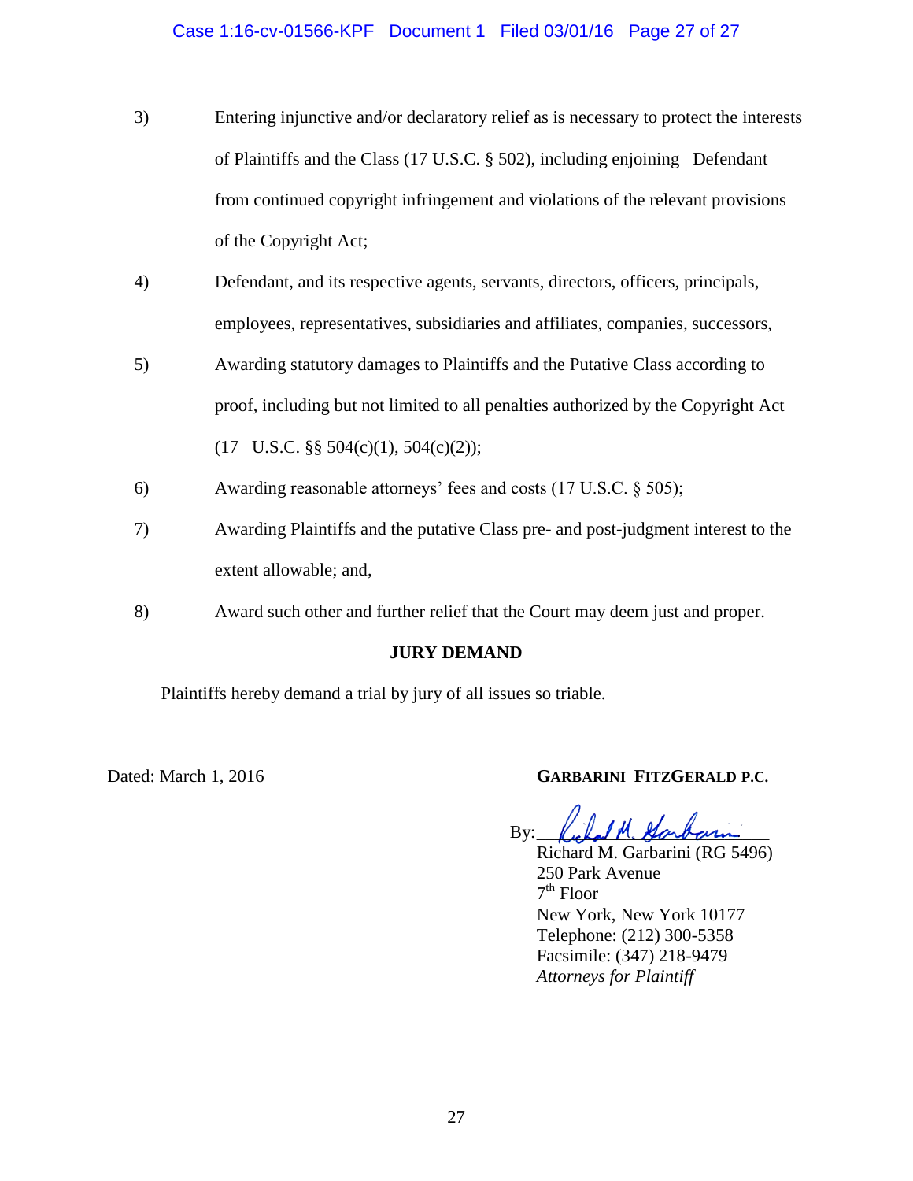3) Entering injunctive and/or declaratory relief as is necessary to protect the interests of Plaintiffs and the Class (17 U.S.C. § 502), including enjoining Defendant from continued copyright infringement and violations of the relevant provisions of the Copyright Act;

4) Defendant, and its respective agents, servants, directors, officers, principals, employees, representatives, subsidiaries and affiliates, companies, successors,

5) Awarding statutory damages to Plaintiffs and the Putative Class according to proof, including but not limited to all penalties authorized by the Copyright Act (17 U.S.C. §§ 504(c)(1), 504(c)(2));

6) Awarding reasonable attorneys' fees and costs (17 U.S.C. § 505);

7) Awarding Plaintiffs and the putative Class pre- and post-judgment interest to the extent allowable; and,

8) Award such other and further relief that the Court may deem just and proper.

**JURY DEMAND**

Plaintiffs hereby demand a trial by jury of all issues so triable.

Dated: March 1, 2016

**GARBARINI FITZGERALD P.C.**

By: Richard M. Garbarini

Richard M. Garbarini (RG 5496)
250 Park Avenue
7th Floor
New York, New York 10177
Telephone: (212) 300-5358
Facsimile: (347) 218-9479
*Attorneys for Plaintiff*